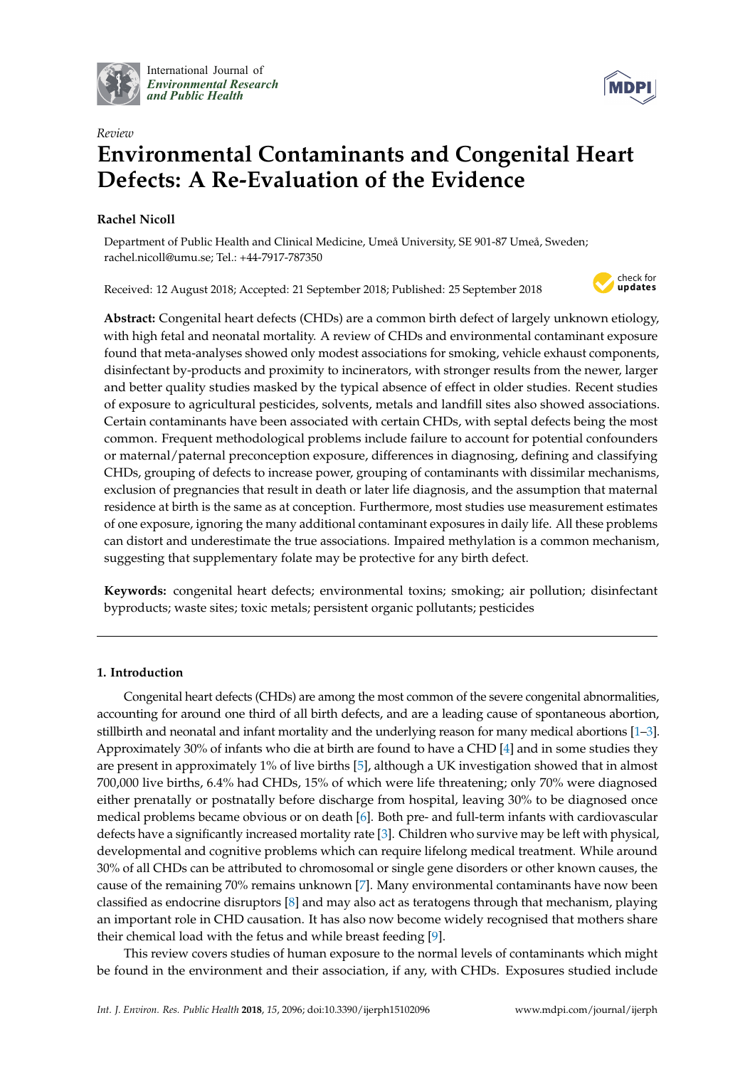*Review*

# Environmental Contaminants and Congenital Heart Defects: A Re-Evaluation of the Evidence

**Rachel Nicoll**

Department of Public Health and Clinical Medicine, Umeå University, SE 901-87 Umeå, Sweden; rachel.nicoll@umu.se; Tel.: +44-7917-787350

Received: 12 August 2018; Accepted: 21 September 2018; Published: 25 September 2018

**Abstract:** Congenital heart defects (CHDs) are a common birth defect of largely unknown etiology, with high fetal and neonatal mortality. A review of CHDs and environmental contaminant exposure found that meta-analyses showed only modest associations for smoking, vehicle exhaust components, disinfectant by-products and proximity to incinerators, with stronger results from the newer, larger and better quality studies masked by the typical absence of effect in older studies. Recent studies of exposure to agricultural pesticides, solvents, metals and landfill sites also showed associations. Certain contaminants have been associated with certain CHDs, with septal defects being the most common. Frequent methodological problems include failure to account for potential confounders or maternal/paternal preconception exposure, differences in diagnosing, defining and classifying CHDs, grouping of defects to increase power, grouping of contaminants with dissimilar mechanisms, exclusion of pregnancies that result in death or later life diagnosis, and the assumption that maternal residence at birth is the same as at conception. Furthermore, most studies use measurement estimates of one exposure, ignoring the many additional contaminant exposures in daily life. All these problems can distort and underestimate the true associations. Impaired methylation is a common mechanism, suggesting that supplementary folate may be protective for any birth defect.

**Keywords:** congenital heart defects; environmental toxins; smoking; air pollution; disinfectant byproducts; waste sites; toxic metals; persistent organic pollutants; pesticides

## 1. Introduction

Congenital heart defects (CHDs) are among the most common of the severe congenital abnormalities, accounting for around one third of all birth defects, and are a leading cause of spontaneous abortion, stillbirth and neonatal and infant mortality and the underlying reason for many medical abortions [1–3]. Approximately 30% of infants who die at birth are found to have a CHD [4] and in some studies they are present in approximately 1% of live births [5], although a UK investigation showed that in almost 700,000 live births, 6.4% had CHDs, 15% of which were life threatening; only 70% were diagnosed either prenatally or postnatally before discharge from hospital, leaving 30% to be diagnosed once medical problems became obvious or on death [6]. Both pre- and full-term infants with cardiovascular defects have a significantly increased mortality rate [3]. Children who survive may be left with physical, developmental and cognitive problems which can require lifelong medical treatment. While around 30% of all CHDs can be attributed to chromosomal or single gene disorders or other known causes, the cause of the remaining 70% remains unknown [7]. Many environmental contaminants have now been classified as endocrine disruptors [8] and may also act as teratogens through that mechanism, playing an important role in CHD causation. It has also now become widely recognised that mothers share their chemical load with the fetus and while breast feeding [9].

This review covers studies of human exposure to the normal levels of contaminants which might be found in the environment and their association, if any, with CHDs. Exposures studied include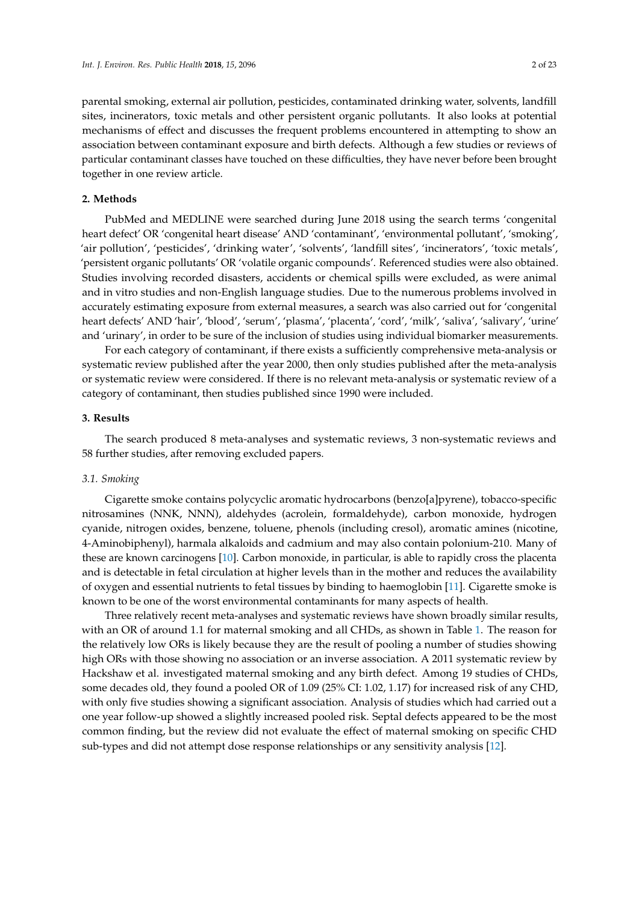parental smoking, external air pollution, pesticides, contaminated drinking water, solvents, landfill sites, incinerators, toxic metals and other persistent organic pollutants. It also looks at potential mechanisms of effect and discusses the frequent problems encountered in attempting to show an association between contaminant exposure and birth defects. Although a few studies or reviews of particular contaminant classes have touched on these difficulties, they have never before been brought together in one review article.

## 2. Methods

PubMed and MEDLINE were searched during June 2018 using the search terms 'congenital heart defect' OR 'congenital heart disease' AND 'contaminant', 'environmental pollutant', 'smoking', 'air pollution', 'pesticides', 'drinking water', 'solvents', 'landfill sites', 'incinerators', 'toxic metals', 'persistent organic pollutants' OR 'volatile organic compounds'. Referenced studies were also obtained. Studies involving recorded disasters, accidents or chemical spills were excluded, as were animal and in vitro studies and non-English language studies. Due to the numerous problems involved in accurately estimating exposure from external measures, a search was also carried out for 'congenital heart defects' AND 'hair', 'blood', 'serum', 'plasma', 'placenta', 'cord', 'milk', 'saliva', 'salivary', 'urine' and 'urinary', in order to be sure of the inclusion of studies using individual biomarker measurements.

For each category of contaminant, if there exists a sufficiently comprehensive meta-analysis or systematic review published after the year 2000, then only studies published after the meta-analysis or systematic review were considered. If there is no relevant meta-analysis or systematic review of a category of contaminant, then studies published since 1990 were included.

## 3. Results

The search produced 8 meta-analyses and systematic reviews, 3 non-systematic reviews and 58 further studies, after removing excluded papers.

### 3.1. Smoking

Cigarette smoke contains polycyclic aromatic hydrocarbons (benzo[a]pyrene), tobacco-specific nitrosamines (NNK, NNN), aldehydes (acrolein, formaldehyde), carbon monoxide, hydrogen cyanide, nitrogen oxides, benzene, toluene, phenols (including cresol), aromatic amines (nicotine, 4-Aminobiphenyl), harmala alkaloids and cadmium and may also contain polonium-210. Many of these are known carcinogens [10]. Carbon monoxide, in particular, is able to rapidly cross the placenta and is detectable in fetal circulation at higher levels than in the mother and reduces the availability of oxygen and essential nutrients to fetal tissues by binding to haemoglobin [11]. Cigarette smoke is known to be one of the worst environmental contaminants for many aspects of health.

Three relatively recent meta-analyses and systematic reviews have shown broadly similar results, with an OR of around 1.1 for maternal smoking and all CHDs, as shown in Table 1. The reason for the relatively low ORs is likely because they are the result of pooling a number of studies showing high ORs with those showing no association or an inverse association. A 2011 systematic review by Hackshaw et al. investigated maternal smoking and any birth defect. Among 19 studies of CHDs, some decades old, they found a pooled OR of 1.09 (25% CI: 1.02, 1.17) for increased risk of any CHD, with only five studies showing a significant association. Analysis of studies which had carried out a one year follow-up showed a slightly increased pooled risk. Septal defects appeared to be the most common finding, but the review did not evaluate the effect of maternal smoking on specific CHD sub-types and did not attempt dose response relationships or any sensitivity analysis [12].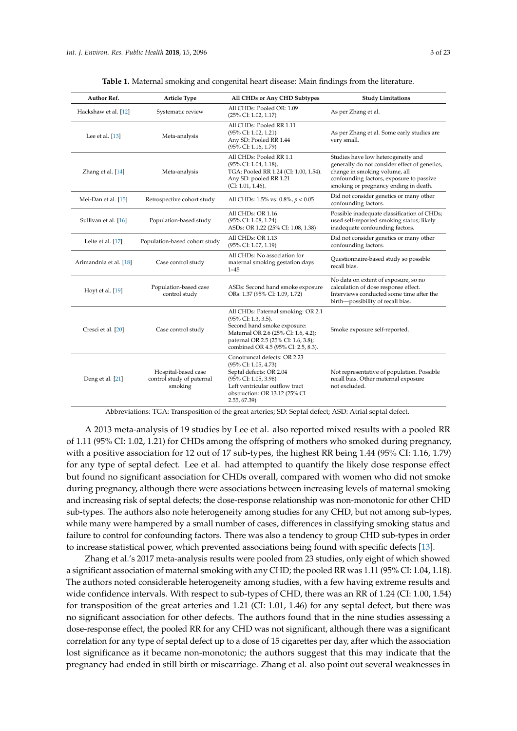**Table 1.** Maternal smoking and congenital heart disease: Main findings from the literature.

| Author Ref. | Article Type | All CHDs or Any CHD Subtypes | Study Limitations |
| --- | --- | --- | --- |
| Hackshaw et al. [12] | Systematic review | All CHDs: Pooled OR: 1.09 (25% CI: 1.02, 1.17) | As per Zhang et al. |
| Lee et al. [13] | Meta-analysis | All CHDs: Pooled RR 1.11 (95% CI: 1.02, 1.21) Any SD: Pooled RR 1.44 (95% CI: 1.16, 1.79) | As per Zhang et al. Some early studies are very small. |
| Zhang et al. [14] | Meta-analysis | All CHDs: Pooled RR 1.1 (95% CI: 1.04, 1.18), TGA: Pooled RR 1.24 (CI: 1.00, 1.54). Any SD: pooled RR 1.21 (CI: 1.01, 1.46). | Studies have low heterogeneity and generally do not consider effect of genetics, change in smoking volume, all confounding factors, exposure to passive smoking or pregnancy ending in death. |
| Mei-Dan et al. [15] | Retrospective cohort study | All CHDs: 1.5% vs. 0.8%, $p < 0.05$ | Did not consider genetics or many other confounding factors. |
| Sullivan et al. [16] | Population-based study | All CHDs: OR 1.16 (95% CI: 1.08, 1.24) ASDs: OR 1.22 (25% CI: 1.08, 1.38) | Possible inadequate classification of CHDs; used self-reported smoking status; likely inadequate confounding factors. |
| Leite et al. [17] | Population-based cohort study | All CHDs: OR 1.13 (95% CI: 1.07, 1.19) | Did not consider genetics or many other confounding factors. |
| Arimandnia et al. [18] | Case control study | All CHDs: No association for maternal smoking gestation days 1–45 | Questionnaire-based study so possible recall bias. |
| Hoyt et al. [19] | Population-based case control study | ASDs: Second hand smoke exposure ORs: 1.37 (95% CI: 1.09, 1.72) | No data on extent of exposure, so no calculation of dose response effect. Interviews conducted some time after the birth—possibility of recall bias. |
| Cresci et al. [20] | Case control study | All CHDs: Paternal smoking: OR 2.1 (95% CI: 1.3, 3.5). Second hand smoke exposure: Maternal OR 2.6 (95% CI: 1.6, 4.2); paternal OR 2.5 (25% CI: 1.6, 3.8); combined OR 4.5 (95% CI: 2.5, 8.3). | Smoke exposure self-reported. |
| Deng et al. [21] | Hospital-based case control study of paternal smoking | Conotruncal defects: OR 2.23 (95% CI: 1.05, 4.73) Septal defects: OR 2.04 (95% CI: 1.05, 3.98) Left ventricular outflow tract obstruction: OR 13.12 (25% CI 2.55, 67.39) | Not representative of population. Possible recall bias. Other maternal exposure not excluded. |

Abbreviations: TGA: Transposition of the great arteries; SD: Septal defect; ASD: Atrial septal defect.

A 2013 meta-analysis of 19 studies by Lee et al. also reported mixed results with a pooled RR of 1.11 (95% CI: 1.02, 1.21) for CHDs among the offspring of mothers who smoked during pregnancy, with a positive association for 12 out of 17 sub-types, the highest RR being 1.44 (95% CI: 1.16, 1.79) for any type of septal defect. Lee et al. had attempted to quantify the likely dose response effect but found no significant association for CHDs overall, compared with women who did not smoke during pregnancy, although there were associations between increasing levels of maternal smoking and increasing risk of septal defects; the dose-response relationship was non-monotonic for other CHD sub-types. The authors also note heterogeneity among studies for any CHD, but not among sub-types, while many were hampered by a small number of cases, differences in classifying smoking status and failure to control for confounding factors. There was also a tendency to group CHD sub-types in order to increase statistical power, which prevented associations being found with specific defects [13].

Zhang et al.'s 2017 meta-analysis results were pooled from 23 studies, only eight of which showed a significant association of maternal smoking with any CHD; the pooled RR was 1.11 (95% CI: 1.04, 1.18). The authors noted considerable heterogeneity among studies, with a few having extreme results and wide confidence intervals. With respect to sub-types of CHD, there was an RR of 1.24 (CI: 1.00, 1.54) for transposition of the great arteries and 1.21 (CI: 1.01, 1.46) for any septal defect, but there was no significant association for other defects. The authors found that in the nine studies assessing a dose-response effect, the pooled RR for any CHD was not significant, although there was a significant correlation for any type of septal defect up to a dose of 15 cigarettes per day, after which the association lost significance as it became non-monotonic; the authors suggest that this may indicate that the pregnancy had ended in still birth or miscarriage. Zhang et al. also point out several weaknesses in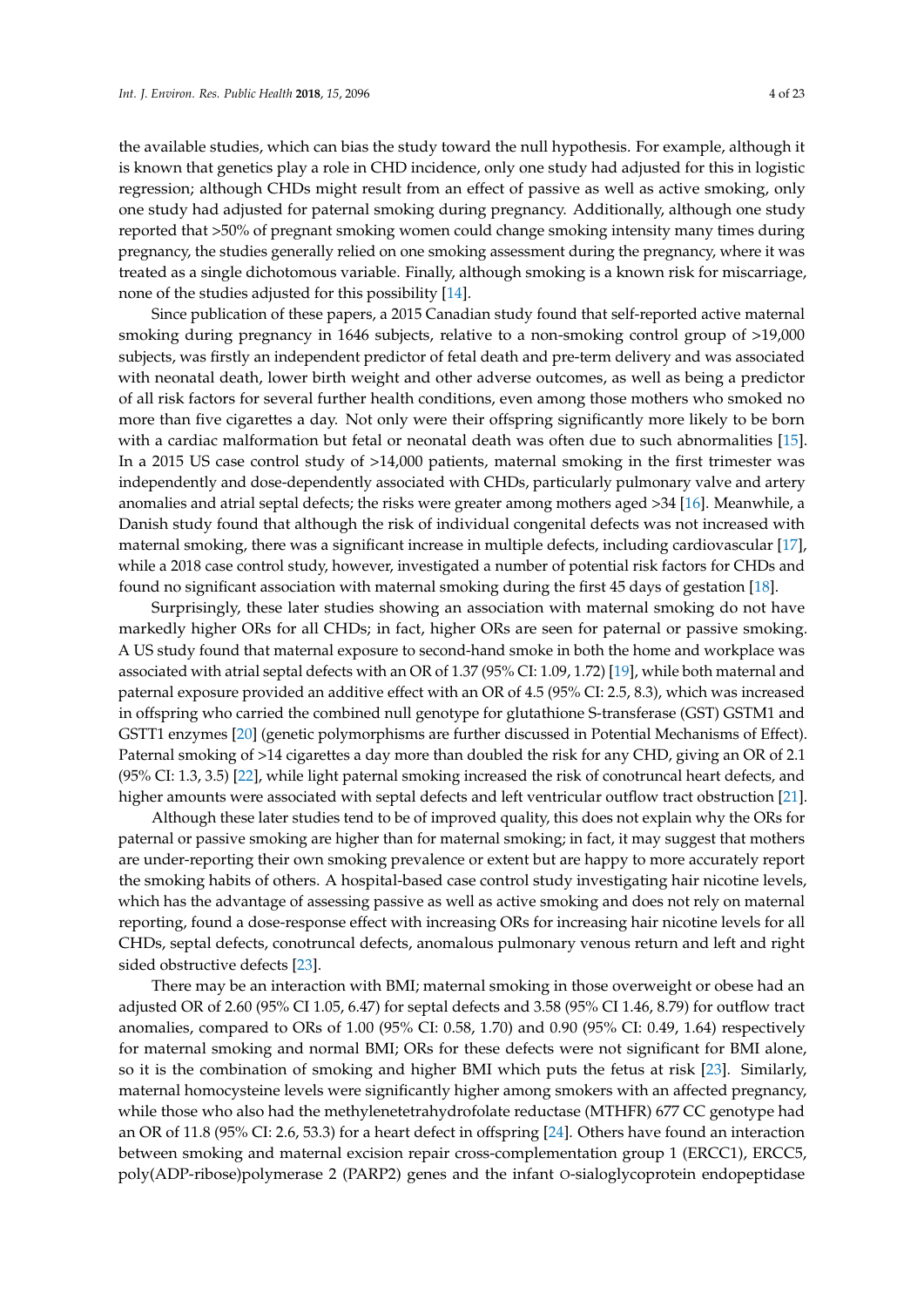the available studies, which can bias the study toward the null hypothesis. For example, although it is known that genetics play a role in CHD incidence, only one study had adjusted for this in logistic regression; although CHDs might result from an effect of passive as well as active smoking, only one study had adjusted for paternal smoking during pregnancy. Additionally, although one study reported that >50% of pregnant smoking women could change smoking intensity many times during pregnancy, the studies generally relied on one smoking assessment during the pregnancy, where it was treated as a single dichotomous variable. Finally, although smoking is a known risk for miscarriage, none of the studies adjusted for this possibility [14].

Since publication of these papers, a 2015 Canadian study found that self-reported active maternal smoking during pregnancy in 1646 subjects, relative to a non-smoking control group of >19,000 subjects, was firstly an independent predictor of fetal death and pre-term delivery and was associated with neonatal death, lower birth weight and other adverse outcomes, as well as being a predictor of all risk factors for several further health conditions, even among those mothers who smoked no more than five cigarettes a day. Not only were their offspring significantly more likely to be born with a cardiac malformation but fetal or neonatal death was often due to such abnormalities [15]. In a 2015 US case control study of >14,000 patients, maternal smoking in the first trimester was independently and dose-dependently associated with CHDs, particularly pulmonary valve and artery anomalies and atrial septal defects; the risks were greater among mothers aged >34 [16]. Meanwhile, a Danish study found that although the risk of individual congenital defects was not increased with maternal smoking, there was a significant increase in multiple defects, including cardiovascular [17], while a 2018 case control study, however, investigated a number of potential risk factors for CHDs and found no significant association with maternal smoking during the first 45 days of gestation [18].

Surprisingly, these later studies showing an association with maternal smoking do not have markedly higher ORs for all CHDs; in fact, higher ORs are seen for paternal or passive smoking. A US study found that maternal exposure to second-hand smoke in both the home and workplace was associated with atrial septal defects with an OR of 1.37 (95% CI: 1.09, 1.72) [19], while both maternal and paternal exposure provided an additive effect with an OR of 4.5 (95% CI: 2.5, 8.3), which was increased in offspring who carried the combined null genotype for glutathione S-transferase (GST) GSTM1 and GSTT1 enzymes [20] (genetic polymorphisms are further discussed in Potential Mechanisms of Effect). Paternal smoking of >14 cigarettes a day more than doubled the risk for any CHD, giving an OR of 2.1 (95% CI: 1.3, 3.5) [22], while light paternal smoking increased the risk of conotruncal heart defects, and higher amounts were associated with septal defects and left ventricular outflow tract obstruction [21].

Although these later studies tend to be of improved quality, this does not explain why the ORs for paternal or passive smoking are higher than for maternal smoking; in fact, it may suggest that mothers are under-reporting their own smoking prevalence or extent but are happy to more accurately report the smoking habits of others. A hospital-based case control study investigating hair nicotine levels, which has the advantage of assessing passive as well as active smoking and does not rely on maternal reporting, found a dose-response effect with increasing ORs for increasing hair nicotine levels for all CHDs, septal defects, conotruncal defects, anomalous pulmonary venous return and left and right sided obstructive defects [23].

There may be an interaction with BMI; maternal smoking in those overweight or obese had an adjusted OR of 2.60 (95% CI 1.05, 6.47) for septal defects and 3.58 (95% CI 1.46, 8.79) for outflow tract anomalies, compared to ORs of 1.00 (95% CI: 0.58, 1.70) and 0.90 (95% CI: 0.49, 1.64) respectively for maternal smoking and normal BMI; ORs for these defects were not significant for BMI alone, so it is the combination of smoking and higher BMI which puts the fetus at risk [23]. Similarly, maternal homocysteine levels were significantly higher among smokers with an affected pregnancy, while those who also had the methylenetetrahydrofolate reductase (MTHFR) 677 CC genotype had an OR of 11.8 (95% CI: 2.6, 53.3) for a heart defect in offspring [24]. Others have found an interaction between smoking and maternal excision repair cross-complementation group 1 (ERCC1), ERCC5, poly(ADP-ribose)polymerase 2 (PARP2) genes and the infant O-sialoglycoprotein endopeptidase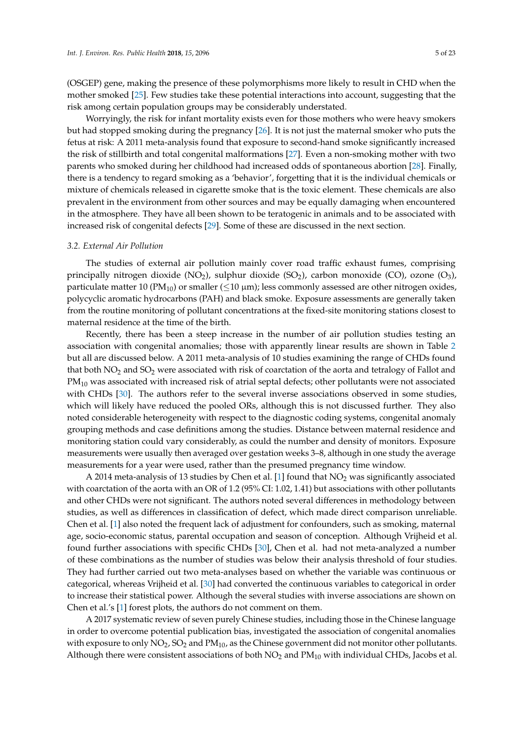(OSGEP) gene, making the presence of these polymorphisms more likely to result in CHD when the mother smoked [25]. Few studies take these potential interactions into account, suggesting that the risk among certain population groups may be considerably understated.

Worryingly, the risk for infant mortality exists even for those mothers who were heavy smokers but had stopped smoking during the pregnancy [26]. It is not just the maternal smoker who puts the fetus at risk: A 2011 meta-analysis found that exposure to second-hand smoke significantly increased the risk of stillbirth and total congenital malformations [27]. Even a non-smoking mother with two parents who smoked during her childhood had increased odds of spontaneous abortion [28]. Finally, there is a tendency to regard smoking as a 'behavior', forgetting that it is the individual chemicals or mixture of chemicals released in cigarette smoke that is the toxic element. These chemicals are also prevalent in the environment from other sources and may be equally damaging when encountered in the atmosphere. They have all been shown to be teratogenic in animals and to be associated with increased risk of congenital defects [29]. Some of these are discussed in the next section.

### 3.2. External Air Pollution

The studies of external air pollution mainly cover road traffic exhaust fumes, comprising principally nitrogen dioxide ($NO_2$), sulphur dioxide ($SO_2$), carbon monoxide (CO), ozone ($O_3$), particulate matter 10 ($PM_{10}$) or smaller ($\leq$10 µm); less commonly assessed are other nitrogen oxides, polycyclic aromatic hydrocarbons (PAH) and black smoke. Exposure assessments are generally taken from the routine monitoring of pollutant concentrations at the fixed-site monitoring stations closest to maternal residence at the time of the birth.

Recently, there has been a steep increase in the number of air pollution studies testing an association with congenital anomalies; those with apparently linear results are shown in Table 2 but all are discussed below. A 2011 meta-analysis of 10 studies examining the range of CHDs found that both $NO_2$ and $SO_2$ were associated with risk of coarctation of the aorta and tetralogy of Fallot and $PM_{10}$ was associated with increased risk of atrial septal defects; other pollutants were not associated with CHDs [30]. The authors refer to the several inverse associations observed in some studies, which will likely have reduced the pooled ORs, although this is not discussed further. They also noted considerable heterogeneity with respect to the diagnostic coding systems, congenital anomaly grouping methods and case definitions among the studies. Distance between maternal residence and monitoring station could vary considerably, as could the number and density of monitors. Exposure measurements were usually then averaged over gestation weeks 3–8, although in one study the average measurements for a year were used, rather than the presumed pregnancy time window.

A 2014 meta-analysis of 13 studies by Chen et al. [1] found that $NO_2$ was significantly associated with coarctation of the aorta with an OR of 1.2 (95% CI: 1.02, 1.41) but associations with other pollutants and other CHDs were not significant. The authors noted several differences in methodology between studies, as well as differences in classification of defect, which made direct comparison unreliable. Chen et al. [1] also noted the frequent lack of adjustment for confounders, such as smoking, maternal age, socio-economic status, parental occupation and season of conception. Although Vrijheid et al. found further associations with specific CHDs [30], Chen et al. had not meta-analyzed a number of these combinations as the number of studies was below their analysis threshold of four studies. They had further carried out two meta-analyses based on whether the variable was continuous or categorical, whereas Vrijheid et al. [30] had converted the continuous variables to categorical in order to increase their statistical power. Although the several studies with inverse associations are shown on Chen et al.'s [1] forest plots, the authors do not comment on them.

A 2017 systematic review of seven purely Chinese studies, including those in the Chinese language in order to overcome potential publication bias, investigated the association of congenital anomalies with exposure to only $NO_2$, $SO_2$ and $PM_{10}$, as the Chinese government did not monitor other pollutants. Although there were consistent associations of both $NO_2$ and $PM_{10}$ with individual CHDs, Jacobs et al.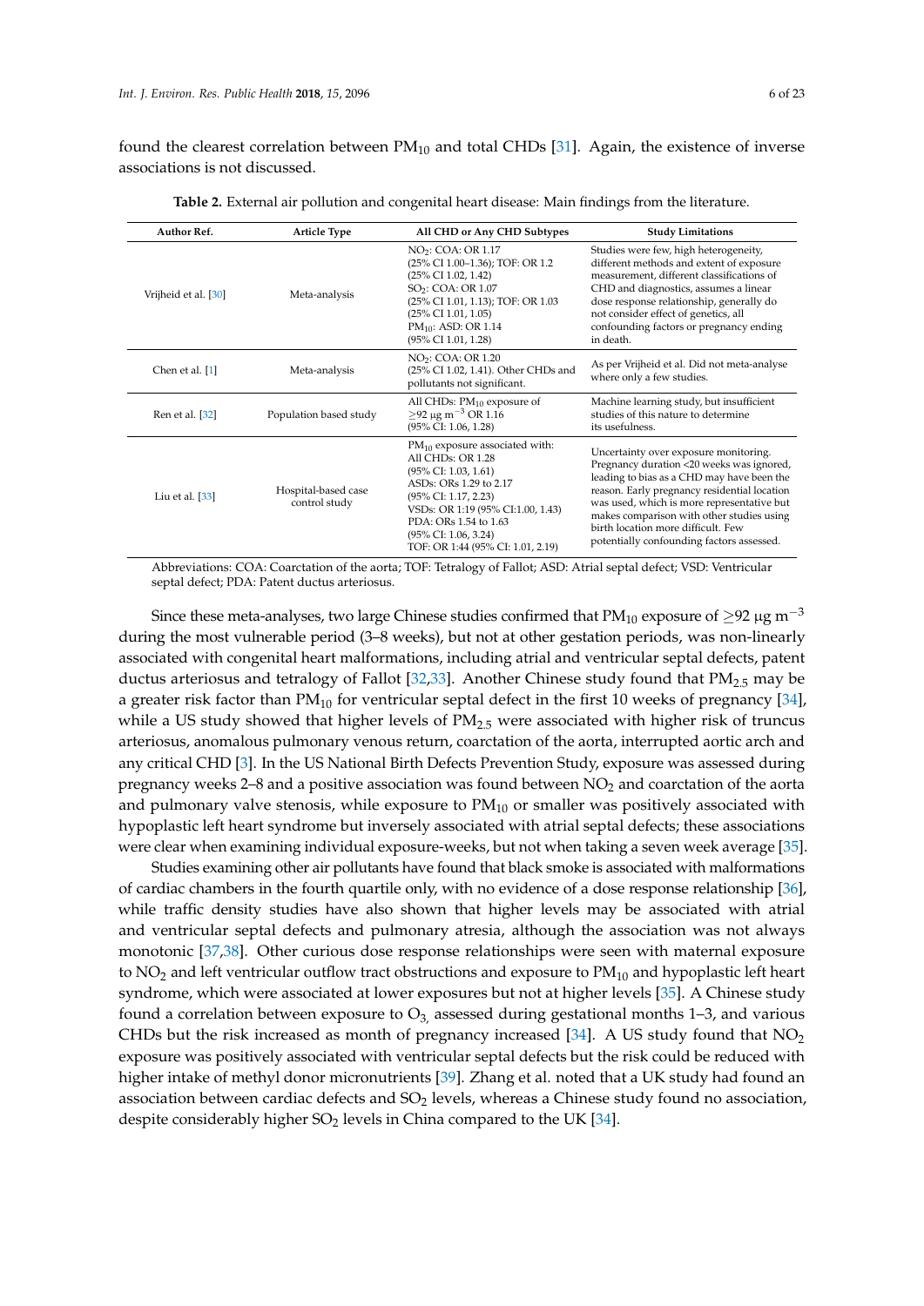found the clearest correlation between $PM_{10}$ and total CHDs [31]. Again, the existence of inverse associations is not discussed.

**Table 2.** External air pollution and congenital heart disease: Main findings from the literature.

| Author Ref. | Article Type | All CHD or Any CHD Subtypes | Study Limitations |
|---|---|---|---|
| Vrijheid et al. [30] | Meta-analysis | $NO_2$: COA: OR 1.17 (25% CI 1.00–1.36); TOF: OR 1.2 (25% CI 1.02, 1.42) $SO_2$: COA: OR 1.07 (25% CI 1.01, 1.13); TOF: OR 1.03 (25% CI 1.01, 1.05) $PM_{10}$: ASD: OR 1.14 (95% CI 1.01, 1.28) | Studies were few, high heterogeneity, different methods and extent of exposure measurement, different classifications of CHD and diagnostics, assumes a linear dose response relationship, generally do not consider effect of genetics, all confounding factors or pregnancy ending in death. |
| Chen et al. [1] | Meta-analysis | $NO_2$: COA: OR 1.20 (25% CI 1.02, 1.41). Other CHDs and pollutants not significant. | As per Vrijheid et al. Did not meta-analyse where only a few studies. |
| Ren et al. [32] | Population based study | All CHDs: $PM_{10}$ exposure of $\geq$92 μg $m^{-3}$ OR 1.16 (95% CI: 1.06, 1.28) | Machine learning study, but insufficient studies of this nature to determine its usefulness. |
| Liu et al. [33] | Hospital-based case control study | $PM_{10}$ exposure associated with: All CHDs: OR 1.28 (95% CI: 1.03, 1.61) ASDs: ORs 1.29 to 2.17 (95% CI: 1.17, 2.23) VSDs: OR 1:19 (95% CI:1.00, 1.43) PDA: ORs 1.54 to 1.63 (95% CI: 1.06, 3.24) TOF: OR 1:44 (95% CI: 1.01, 2.19) | Uncertainty over exposure monitoring. Pregnancy duration <20 weeks was ignored, leading to bias as a CHD may have been the reason. Early pregnancy residential location was used, which is more representative but makes comparison with other studies using birth location more difficult. Few potentially confounding factors assessed. |

Abbreviations: COA: Coarctation of the aorta; TOF: Tetralogy of Fallot; ASD: Atrial septal defect; VSD: Ventricular septal defect; PDA: Patent ductus arteriosus.

Since these meta-analyses, two large Chinese studies confirmed that $PM_{10}$ exposure of $\geq$92 μg $m^{-3}$ during the most vulnerable period (3–8 weeks), but not at other gestation periods, was non-linearly associated with congenital heart malformations, including atrial and ventricular septal defects, patent ductus arteriosus and tetralogy of Fallot [32,33]. Another Chinese study found that $PM_{2.5}$ may be a greater risk factor than $PM_{10}$ for ventricular septal defect in the first 10 weeks of pregnancy [34], while a US study showed that higher levels of $PM_{2.5}$ were associated with higher risk of truncus arteriosus, anomalous pulmonary venous return, coarctation of the aorta, interrupted aortic arch and any critical CHD [3]. In the US National Birth Defects Prevention Study, exposure was assessed during pregnancy weeks 2–8 and a positive association was found between $NO_2$ and coarctation of the aorta and pulmonary valve stenosis, while exposure to $PM_{10}$ or smaller was positively associated with hypoplastic left heart syndrome but inversely associated with atrial septal defects; these associations were clear when examining individual exposure-weeks, but not when taking a seven week average [35].

Studies examining other air pollutants have found that black smoke is associated with malformations of cardiac chambers in the fourth quartile only, with no evidence of a dose response relationship [36], while traffic density studies have also shown that higher levels may be associated with atrial and ventricular septal defects and pulmonary atresia, although the association was not always monotonic [37,38]. Other curious dose response relationships were seen with maternal exposure to $NO_2$ and left ventricular outflow tract obstructions and exposure to $PM_{10}$ and hypoplastic left heart syndrome, which were associated at lower exposures but not at higher levels [35]. A Chinese study found a correlation between exposure to $O_3$, assessed during gestational months 1–3, and various CHDs but the risk increased as month of pregnancy increased [34]. A US study found that $NO_2$ exposure was positively associated with ventricular septal defects but the risk could be reduced with higher intake of methyl donor micronutrients [39]. Zhang et al. noted that a UK study had found an association between cardiac defects and $SO_2$ levels, whereas a Chinese study found no association, despite considerably higher $SO_2$ levels in China compared to the UK [34].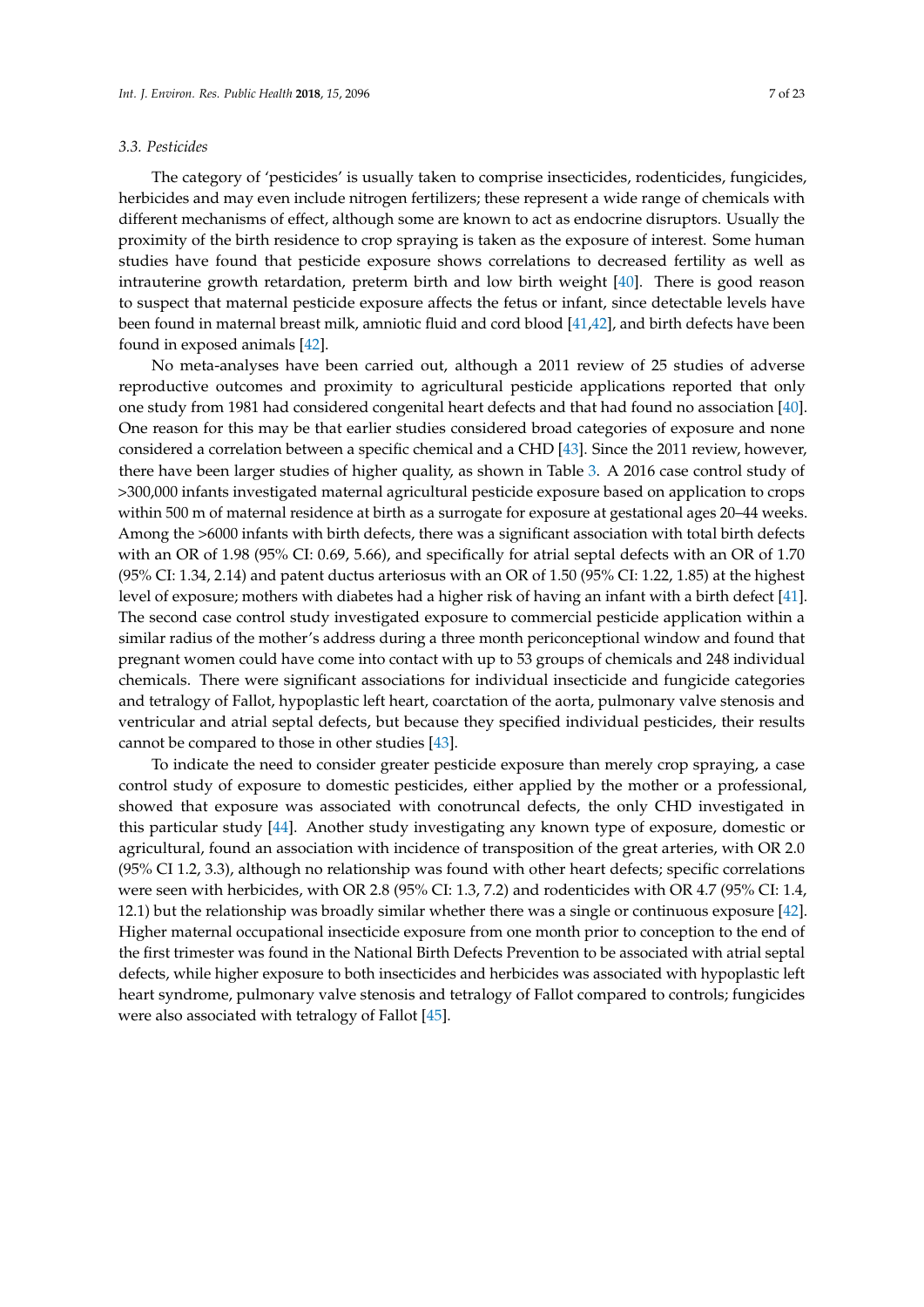### 3.3. Pesticides

The category of 'pesticides' is usually taken to comprise insecticides, rodenticides, fungicides, herbicides and may even include nitrogen fertilizers; these represent a wide range of chemicals with different mechanisms of effect, although some are known to act as endocrine disruptors. Usually the proximity of the birth residence to crop spraying is taken as the exposure of interest. Some human studies have found that pesticide exposure shows correlations to decreased fertility as well as intrauterine growth retardation, preterm birth and low birth weight [40]. There is good reason to suspect that maternal pesticide exposure affects the fetus or infant, since detectable levels have been found in maternal breast milk, amniotic fluid and cord blood [41,42], and birth defects have been found in exposed animals [42].

No meta-analyses have been carried out, although a 2011 review of 25 studies of adverse reproductive outcomes and proximity to agricultural pesticide applications reported that only one study from 1981 had considered congenital heart defects and that had found no association [40]. One reason for this may be that earlier studies considered broad categories of exposure and none considered a correlation between a specific chemical and a CHD [43]. Since the 2011 review, however, there have been larger studies of higher quality, as shown in Table 3. A 2016 case control study of >300,000 infants investigated maternal agricultural pesticide exposure based on application to crops within 500 m of maternal residence at birth as a surrogate for exposure at gestational ages 20–44 weeks. Among the >6000 infants with birth defects, there was a significant association with total birth defects with an OR of 1.98 (95% CI: 0.69, 5.66), and specifically for atrial septal defects with an OR of 1.70 (95% CI: 1.34, 2.14) and patent ductus arteriosus with an OR of 1.50 (95% CI: 1.22, 1.85) at the highest level of exposure; mothers with diabetes had a higher risk of having an infant with a birth defect [41]. The second case control study investigated exposure to commercial pesticide application within a similar radius of the mother's address during a three month periconceptional window and found that pregnant women could have come into contact with up to 53 groups of chemicals and 248 individual chemicals. There were significant associations for individual insecticide and fungicide categories and tetralogy of Fallot, hypoplastic left heart, coarctation of the aorta, pulmonary valve stenosis and ventricular and atrial septal defects, but because they specified individual pesticides, their results cannot be compared to those in other studies [43].

To indicate the need to consider greater pesticide exposure than merely crop spraying, a case control study of exposure to domestic pesticides, either applied by the mother or a professional, showed that exposure was associated with conotruncal defects, the only CHD investigated in this particular study [44]. Another study investigating any known type of exposure, domestic or agricultural, found an association with incidence of transposition of the great arteries, with OR 2.0 (95% CI 1.2, 3.3), although no relationship was found with other heart defects; specific correlations were seen with herbicides, with OR 2.8 (95% CI: 1.3, 7.2) and rodenticides with OR 4.7 (95% CI: 1.4, 12.1) but the relationship was broadly similar whether there was a single or continuous exposure [42]. Higher maternal occupational insecticide exposure from one month prior to conception to the end of the first trimester was found in the National Birth Defects Prevention to be associated with atrial septal defects, while higher exposure to both insecticides and herbicides was associated with hypoplastic left heart syndrome, pulmonary valve stenosis and tetralogy of Fallot compared to controls; fungicides were also associated with tetralogy of Fallot [45].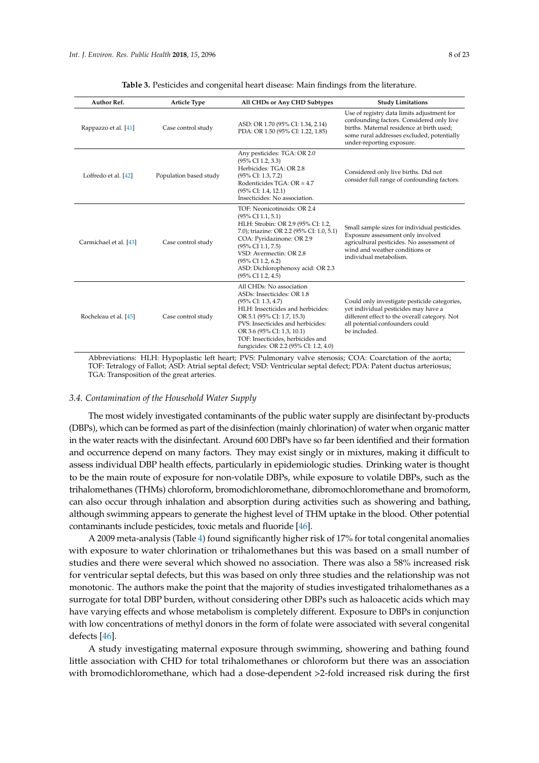**Table 3.** Pesticides and congenital heart disease: Main findings from the literature.

| Author Ref. | Article Type | All CHDs or Any CHD Subtypes | Study Limitations |
|---|---|---|---|
| Rappazzo et al. [41] | Case control study | ASD: OR 1.70 (95% CI: 1.34, 2.14) PDA: OR 1.50 (95% CI: 1.22, 1.85) | Use of registry data limits adjustment for confounding factors. Considered only live births. Maternal residence at birth used; some rural addresses excluded, potentially under-reporting exposure. |
| Loffredo et al. [42] | Population based study | Any pesticides: TGA: OR 2.0 (95% CI 1.2, 3.3) Herbicides: TGA: OR 2.8 (95% CI: 1.3, 7.2) Rodenticides TGA: OR = 4.7 (95% CI: 1.4, 12.1) Insecticides: No association. | Considered only live births. Did not consider full range of confounding factors. |
| Carmichael et al. [43] | Case control study | TOF: Neonicotinoids: OR 2.4 (95% CI 1.1, 5.1) HLH: Strobin: OR 2.9 (95% CI: 1.2, 7.0); triazine: OR 2.2 (95% CI: 1.0, 5.1) COA: Pyridazinone: OR 2.9 (95% CI 1.1, 7.5) VSD: Avermectin: OR 2.8 (95% CI 1.2, 6.2) ASD: Dichlorophenoxy acid: OR 2.3 (95% CI 1.2, 4.5) | Small sample sizes for individual pesticides. Exposure assessment only involved agricultural pesticides. No assessment of wind and weather conditions or individual metabolism. |
| Rocheleau et al. [45] | Case control study | All CHDs: No association ASDs: Insecticides: OR 1.8 (95% CI: 1.3, 4.7) HLH: Insecticides and herbicides: OR 5.1 (95% CI: 1.7, 15.3) PVS: Insecticides and herbicides: OR 3.6 (95% CI: 1.3, 10.1) TOF: Insecticides, herbicides and fungicides: OR 2.2 (95% CI: 1.2, 4.0) | Could only investigate pesticide categories, yet individual pesticides may have a different effect to the overall category. Not all potential confounders could be included. |

Abbreviations: HLH: Hypoplastic left heart; PVS: Pulmonary valve stenosis; COA: Coarctation of the aorta; TOF: Tetralogy of Fallot; ASD: Atrial septal defect; VSD: Ventricular septal defect; PDA: Patent ductus arteriosus; TGA: Transposition of the great arteries.

### *3.4. Contamination of the Household Water Supply*

The most widely investigated contaminants of the public water supply are disinfectant by-products (DBPs), which can be formed as part of the disinfection (mainly chlorination) of water when organic matter in the water reacts with the disinfectant. Around 600 DBPs have so far been identified and their formation and occurrence depend on many factors. They may exist singly or in mixtures, making it difficult to assess individual DBP health effects, particularly in epidemiologic studies. Drinking water is thought to be the main route of exposure for non-volatile DBPs, while exposure to volatile DBPs, such as the trihalomethanes (THMs) chloroform, bromodichloromethane, dibromochloromethane and bromoform, can also occur through inhalation and absorption during activities such as showering and bathing, although swimming appears to generate the highest level of THM uptake in the blood. Other potential contaminants include pesticides, toxic metals and fluoride [46].

A 2009 meta-analysis (Table 4) found significantly higher risk of 17% for total congenital anomalies with exposure to water chlorination or trihalomethanes but this was based on a small number of studies and there were several which showed no association. There was also a 58% increased risk for ventricular septal defects, but this was based on only three studies and the relationship was not monotonic. The authors make the point that the majority of studies investigated trihalomethanes as a surrogate for total DBP burden, without considering other DBPs such as haloacetic acids which may have varying effects and whose metabolism is completely different. Exposure to DBPs in conjunction with low concentrations of methyl donors in the form of folate were associated with several congenital defects [46].

A study investigating maternal exposure through swimming, showering and bathing found little association with CHD for total trihalomethanes or chloroform but there was an association with bromodichloromethane, which had a dose-dependent >2-fold increased risk during the first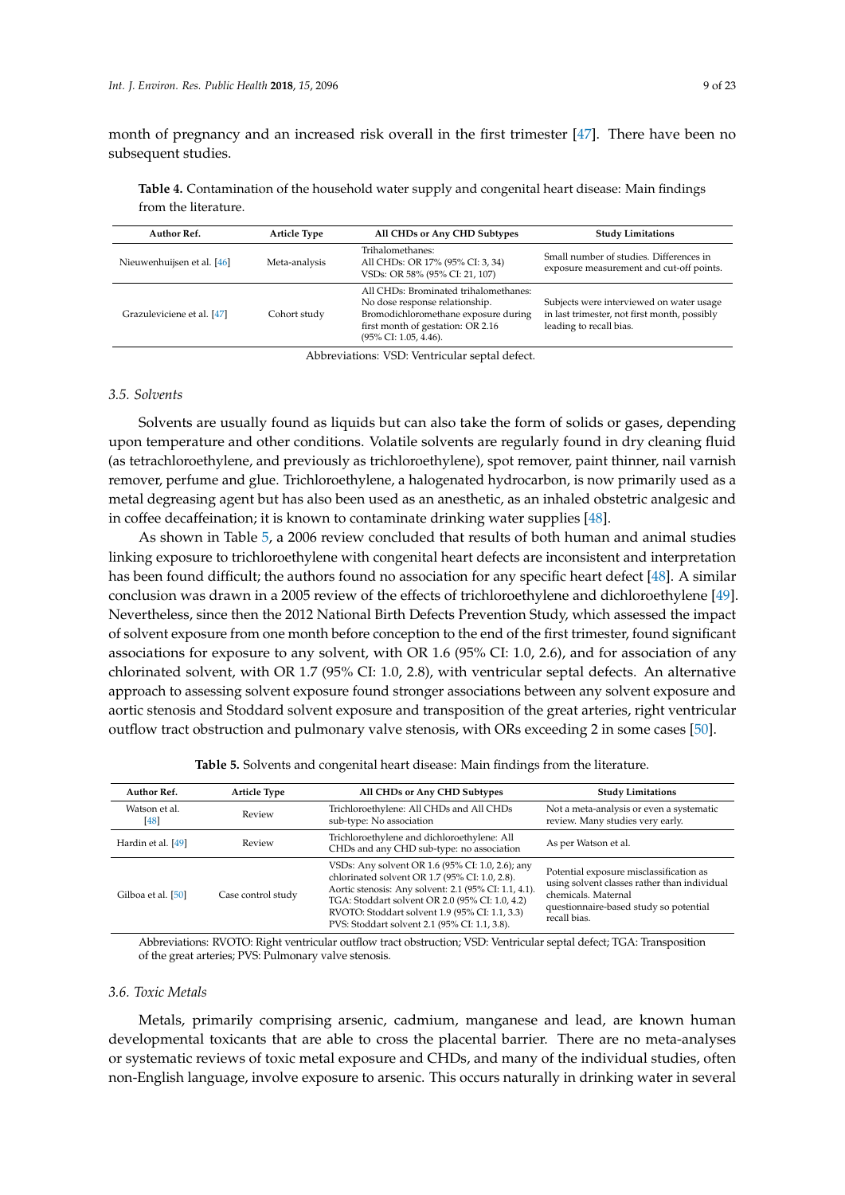month of pregnancy and an increased risk overall in the first trimester [47]. There have been no subsequent studies.

**Table 4.** Contamination of the household water supply and congenital heart disease: Main findings from the literature.

| Author Ref. | Article Type | All CHDs or Any CHD Subtypes | Study Limitations |
|---|---|---|---|
| Nieuwenhuijsen et al. [46] | Meta-analysis | Trihalomethanes: All CHDs: OR 17% (95% CI: 3, 34) VSDs: OR 58% (95% CI: 21, 107) | Small number of studies. Differences in exposure measurement and cut-off points. |
| Grazuleviciene et al. [47] | Cohort study | All CHDs: Brominated trihalomethanes: No dose response relationship. Bromodichloromethane exposure during first month of gestation: OR 2.16 (95% CI: 1.05, 4.46). | Subjects were interviewed on water usage in last trimester, not first month, possibly leading to recall bias. |

Abbreviations: VSD: Ventricular septal defect.

### 3.5. Solvents

Solvents are usually found as liquids but can also take the form of solids or gases, depending upon temperature and other conditions. Volatile solvents are regularly found in dry cleaning fluid (as tetrachloroethylene, and previously as trichloroethylene), spot remover, paint thinner, nail varnish remover, perfume and glue. Trichloroethylene, a halogenated hydrocarbon, is now primarily used as a metal degreasing agent but has also been used as an anesthetic, as an inhaled obstetric analgesic and in coffee decaffeination; it is known to contaminate drinking water supplies [48].

As shown in Table 5, a 2006 review concluded that results of both human and animal studies linking exposure to trichloroethylene with congenital heart defects are inconsistent and interpretation has been found difficult; the authors found no association for any specific heart defect [48]. A similar conclusion was drawn in a 2005 review of the effects of trichloroethylene and dichloroethylene [49]. Nevertheless, since then the 2012 National Birth Defects Prevention Study, which assessed the impact of solvent exposure from one month before conception to the end of the first trimester, found significant associations for exposure to any solvent, with OR 1.6 (95% CI: 1.0, 2.6), and for association of any chlorinated solvent, with OR 1.7 (95% CI: 1.0, 2.8), with ventricular septal defects. An alternative approach to assessing solvent exposure found stronger associations between any solvent exposure and aortic stenosis and Stoddard solvent exposure and transposition of the great arteries, right ventricular outflow tract obstruction and pulmonary valve stenosis, with ORs exceeding 2 in some cases [50].

**Table 5.** Solvents and congenital heart disease: Main findings from the literature.

| Author Ref. | Article Type | All CHDs or Any CHD Subtypes | Study Limitations |
|---|---|---|---|
| Watson et al. [48] | Review | Trichloroethylene: All CHDs and All CHDs sub-type: No association | Not a meta-analysis or even a systematic review. Many studies very early. |
| Hardin et al. [49] | Review | Trichloroethylene and dichloroethylene: All CHDs and any CHD sub-type: no association | As per Watson et al. |
| Gilboa et al. [50] | Case control study | VSDs: Any solvent OR 1.6 (95% CI: 1.0, 2.6); any chlorinated solvent OR 1.7 (95% CI: 1.0, 2.8). Aortic stenosis: Any solvent: 2.1 (95% CI: 1.1, 4.1). TGA: Stoddart solvent OR 2.0 (95% CI: 1.0, 4.2) RVOTO: Stoddart solvent 1.9 (95% CI: 1.1, 3.3) PVS: Stoddart solvent 2.1 (95% CI: 1.1, 3.8). | Potential exposure misclassification as using solvent classes rather than individual chemicals. Maternal questionnaire-based study so potential recall bias. |

Abbreviations: RVOTO: Right ventricular outflow tract obstruction; VSD: Ventricular septal defect; TGA: Transposition of the great arteries; PVS: Pulmonary valve stenosis.

### 3.6. Toxic Metals

Metals, primarily comprising arsenic, cadmium, manganese and lead, are known human developmental toxicants that are able to cross the placental barrier. There are no meta-analyses or systematic reviews of toxic metal exposure and CHDs, and many of the individual studies, often non-English language, involve exposure to arsenic. This occurs naturally in drinking water in several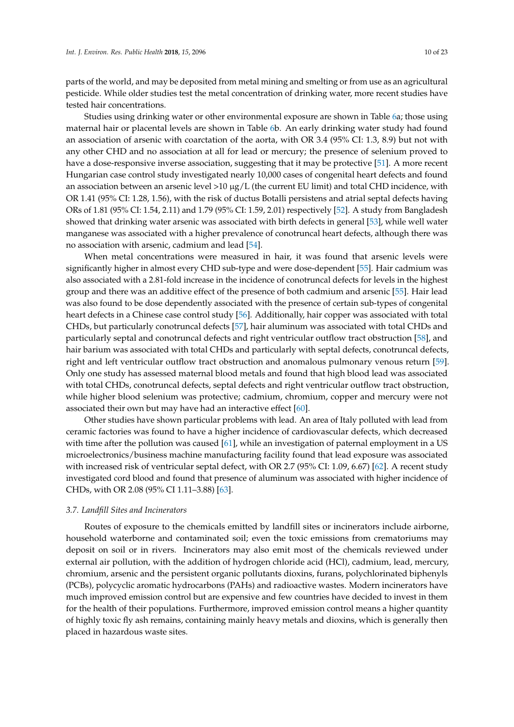parts of the world, and may be deposited from metal mining and smelting or from use as an agricultural pesticide. While older studies test the metal concentration of drinking water, more recent studies have tested hair concentrations.

Studies using drinking water or other environmental exposure are shown in Table 6a; those using maternal hair or placental levels are shown in Table 6b. An early drinking water study had found an association of arsenic with coarctation of the aorta, with OR 3.4 (95% CI: 1.3, 8.9) but not with any other CHD and no association at all for lead or mercury; the presence of selenium proved to have a dose-responsive inverse association, suggesting that it may be protective [51]. A more recent Hungarian case control study investigated nearly 10,000 cases of congenital heart defects and found an association between an arsenic level >10 μg/L (the current EU limit) and total CHD incidence, with OR 1.41 (95% CI: 1.28, 1.56), with the risk of ductus Botalli persistens and atrial septal defects having ORs of 1.81 (95% CI: 1.54, 2.11) and 1.79 (95% CI: 1.59, 2.01) respectively [52]. A study from Bangladesh showed that drinking water arsenic was associated with birth defects in general [53], while well water manganese was associated with a higher prevalence of conotruncal heart defects, although there was no association with arsenic, cadmium and lead [54].

When metal concentrations were measured in hair, it was found that arsenic levels were significantly higher in almost every CHD sub-type and were dose-dependent [55]. Hair cadmium was also associated with a 2.81-fold increase in the incidence of conotruncal defects for levels in the highest group and there was an additive effect of the presence of both cadmium and arsenic [55]. Hair lead was also found to be dose dependently associated with the presence of certain sub-types of congenital heart defects in a Chinese case control study [56]. Additionally, hair copper was associated with total CHDs, but particularly conotruncal defects [57], hair aluminum was associated with total CHDs and particularly septal and conotruncal defects and right ventricular outflow tract obstruction [58], and hair barium was associated with total CHDs and particularly with septal defects, conotruncal defects, right and left ventricular outflow tract obstruction and anomalous pulmonary venous return [59]. Only one study has assessed maternal blood metals and found that high blood lead was associated with total CHDs, conotruncal defects, septal defects and right ventricular outflow tract obstruction, while higher blood selenium was protective; cadmium, chromium, copper and mercury were not associated their own but may have had an interactive effect [60].

Other studies have shown particular problems with lead. An area of Italy polluted with lead from ceramic factories was found to have a higher incidence of cardiovascular defects, which decreased with time after the pollution was caused [61], while an investigation of paternal employment in a US microelectronics/business machine manufacturing facility found that lead exposure was associated with increased risk of ventricular septal defect, with OR 2.7 (95% CI: 1.09, 6.67) [62]. A recent study investigated cord blood and found that presence of aluminum was associated with higher incidence of CHDs, with OR 2.08 (95% CI 1.11–3.88) [63].

### 3.7. Landfill Sites and Incinerators

Routes of exposure to the chemicals emitted by landfill sites or incinerators include airborne, household waterborne and contaminated soil; even the toxic emissions from crematoriums may deposit on soil or in rivers. Incinerators may also emit most of the chemicals reviewed under external air pollution, with the addition of hydrogen chloride acid (HCl), cadmium, lead, mercury, chromium, arsenic and the persistent organic pollutants dioxins, furans, polychlorinated biphenyls (PCBs), polycyclic aromatic hydrocarbons (PAHs) and radioactive wastes. Modern incinerators have much improved emission control but are expensive and few countries have decided to invest in them for the health of their populations. Furthermore, improved emission control means a higher quantity of highly toxic fly ash remains, containing mainly heavy metals and dioxins, which is generally then placed in hazardous waste sites.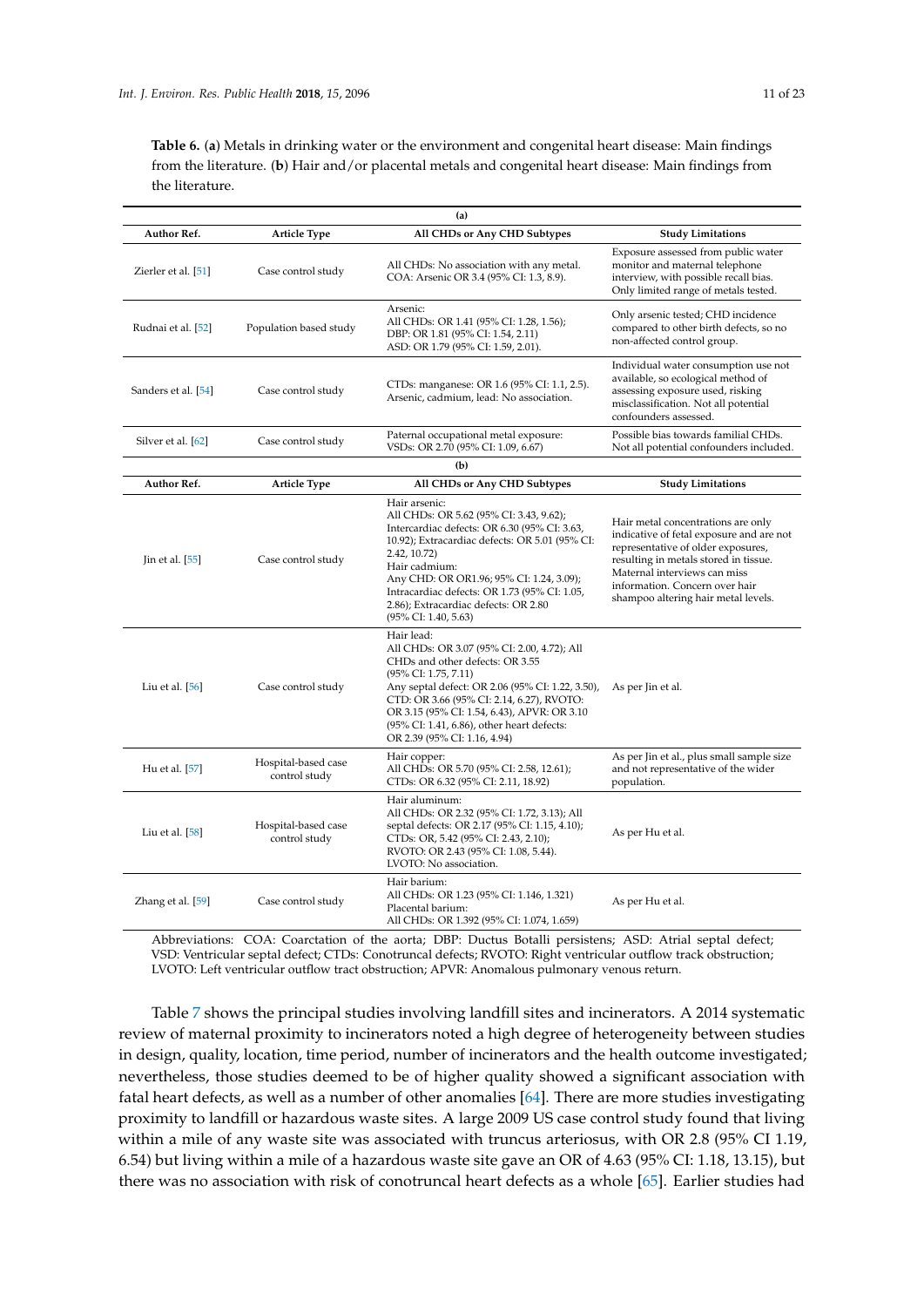**Table 6.** (**a**) Metals in drinking water or the environment and congenital heart disease: Main findings from the literature. (**b**) Hair and/or placental metals and congenital heart disease: Main findings from the literature.

| (a) | | | |
|---|---|---|---|
| **Author Ref.** | **Article Type** | **All CHDs or Any CHD Subtypes** | **Study Limitations** |
| Zierler et al. [51] | Case control study | All CHDs: No association with any metal. COA: Arsenic OR 3.4 (95% CI: 1.3, 8.9). | Exposure assessed from public water monitor and maternal telephone interview, with possible recall bias. Only limited range of metals tested. |
| Rudnai et al. [52] | Population based study | Arsenic: All CHDs: OR 1.41 (95% CI: 1.28, 1.56); DBP: OR 1.81 (95% CI: 1.54, 2.11) ASD: OR 1.79 (95% CI: 1.59, 2.01). | Only arsenic tested; CHD incidence compared to other birth defects, so no non-affected control group. |
| Sanders et al. [54] | Case control study | CTDs: manganese: OR 1.6 (95% CI: 1.1, 2.5). Arsenic, cadmium, lead: No association. | Individual water consumption use not available, so ecological method of assessing exposure used, risking misclassification. Not all potential confounders assessed. |
| Silver et al. [62] | Case control study | Paternal occupational metal exposure: VSDs: OR 2.70 (95% CI: 1.09, 6.67) | Possible bias towards familial CHDs. Not all potential confounders included. |
| **(b)** | | | |
| **Author Ref.** | **Article Type** | **All CHDs or Any CHD Subtypes** | **Study Limitations** |
| Jin et al. [55] | Case control study | Hair arsenic: All CHDs: OR 5.62 (95% CI: 3.43, 9.62); Intercardiac defects: OR 6.30 (95% CI: 3.63, 10.92); Extracardiac defects: OR 5.01 (95% CI: 2.42, 10.72) Hair cadmium: Any CHD: OR OR1.96; 95% CI: 1.24, 3.09); Intracardiac defects: OR 1.73 (95% CI: 1.05, 2.86); Extracardiac defects: OR 2.80 (95% CI: 1.40, 5.63) | Hair metal concentrations are only indicative of fetal exposure and are not representative of older exposures, resulting in metals stored in tissue. Maternal interviews can miss information. Concern over hair shampoo altering hair metal levels. |
| Liu et al. [56] | Case control study | Hair lead: All CHDs: OR 3.07 (95% CI: 2.00, 4.72); All CHDs and other defects: OR 3.55 (95% CI: 1.75, 7.11) Any septal defect: OR 2.06 (95% CI: 1.22, 3.50), CTD: OR 3.66 (95% CI: 2.14, 6.27), RVOTO: OR 3.15 (95% CI: 1.54, 6.43), APVR: OR 3.10 (95% CI: 1.41, 6.86), other heart defects: OR 2.39 (95% CI: 1.16, 4.94) | As per Jin et al. |
| Hu et al. [57] | Hospital-based case control study | Hair copper: All CHDs: OR 5.70 (95% CI: 2.58, 12.61); CTDs: OR 6.32 (95% CI: 2.11, 18.92) | As per Jin et al., plus small sample size and not representative of the wider population. |
| Liu et al. [58] | Hospital-based case control study | Hair aluminum: All CHDs: OR 2.32 (95% CI: 1.72, 3.13); All septal defects: OR 2.17 (95% CI: 1.15, 4.10); CTDs: OR, 5.42 (95% CI: 2.43, 2.10); RVOTO: OR 2.43 (95% CI: 1.08, 5.44). LVOTO: No association. | As per Hu et al. |
| Zhang et al. [59] | Case control study | Hair barium: All CHDs: OR 1.23 (95% CI: 1.146, 1.321) Placental barium: All CHDs: OR 1.392 (95% CI: 1.074, 1.659) | As per Hu et al. |

Abbreviations: COA: Coarctation of the aorta; DBP: Ductus Botalli persistens; ASD: Atrial septal defect; VSD: Ventricular septal defect; CTDs: Conotruncal defects; RVOTO: Right ventricular outflow track obstruction; LVOTO: Left ventricular outflow tract obstruction; APVR: Anomalous pulmonary venous return.

Table 7 shows the principal studies involving landfill sites and incinerators. A 2014 systematic review of maternal proximity to incinerators noted a high degree of heterogeneity between studies in design, quality, location, time period, number of incinerators and the health outcome investigated; nevertheless, those studies deemed to be of higher quality showed a significant association with fatal heart defects, as well as a number of other anomalies [64]. There are more studies investigating proximity to landfill or hazardous waste sites. A large 2009 US case control study found that living within a mile of any waste site was associated with truncus arteriosus, with OR 2.8 (95% CI 1.19, 6.54) but living within a mile of a hazardous waste site gave an OR of 4.63 (95% CI: 1.18, 13.15), but there was no association with risk of conotruncal heart defects as a whole [65]. Earlier studies had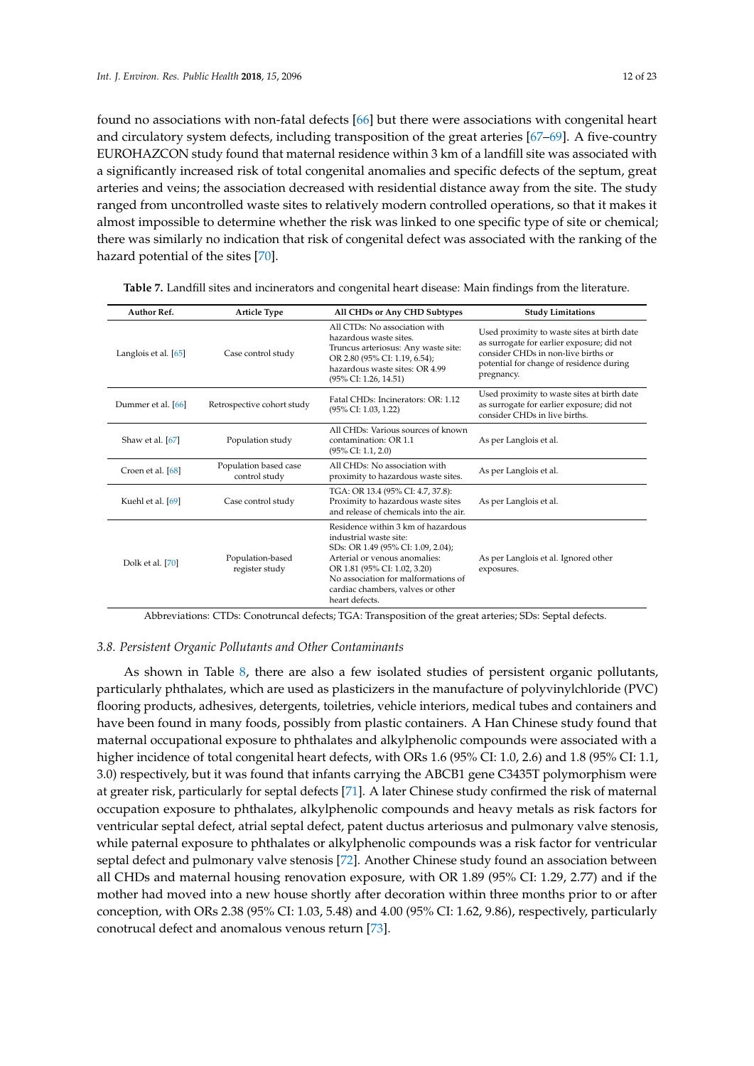found no associations with non-fatal defects [66] but there were associations with congenital heart and circulatory system defects, including transposition of the great arteries [67–69]. A five-country EUROHAZCON study found that maternal residence within 3 km of a landfill site was associated with a significantly increased risk of total congenital anomalies and specific defects of the septum, great arteries and veins; the association decreased with residential distance away from the site. The study ranged from uncontrolled waste sites to relatively modern controlled operations, so that it makes it almost impossible to determine whether the risk was linked to one specific type of site or chemical; there was similarly no indication that risk of congenital defect was associated with the ranking of the hazard potential of the sites [70].

**Table 7.** Landfill sites and incinerators and congenital heart disease: Main findings from the literature.

| Author Ref. | Article Type | All CHDs or Any CHD Subtypes | Study Limitations |
| --- | --- | --- | --- |
| Langlois et al. [65] | Case control study | All CTDs: No association with hazardous waste sites. Truncus arteriosus: Any waste site: OR 2.80 (95% CI: 1.19, 6.54); hazardous waste sites: OR 4.99 (95% CI: 1.26, 14.51) | Used proximity to waste sites at birth date as surrogate for earlier exposure; did not consider CHDs in non-live births or potential for change of residence during pregnancy. |
| Dummer et al. [66] | Retrospective cohort study | Fatal CHDs: Incinerators: OR: 1.12 (95% CI: 1.03, 1.22) | Used proximity to waste sites at birth date as surrogate for earlier exposure; did not consider CHDs in live births. |
| Shaw et al. [67] | Population study | All CHDs: Various sources of known contamination: OR 1.1 (95% CI: 1.1, 2.0) | As per Langlois et al. |
| Croen et al. [68] | Population based case control study | All CHDs: No association with proximity to hazardous waste sites. | As per Langlois et al. |
| Kuehl et al. [69] | Case control study | TGA: OR 13.4 (95% CI: 4.7, 37.8): Proximity to hazardous waste sites and release of chemicals into the air. | As per Langlois et al. |
| Dolk et al. [70] | Population-based register study | Residence within 3 km of hazardous industrial waste site: SDs: OR 1.49 (95% CI: 1.09, 2.04); Arterial or venous anomalies: OR 1.81 (95% CI: 1.02, 3.20) No association for malformations of cardiac chambers, valves or other heart defects. | As per Langlois et al. Ignored other exposures. |

Abbreviations: CTDs: Conotruncal defects; TGA: Transposition of the great arteries; SDs: Septal defects.

### 3.8. Persistent Organic Pollutants and Other Contaminants

As shown in Table 8, there are also a few isolated studies of persistent organic pollutants, particularly phthalates, which are used as plasticizers in the manufacture of polyvinylchloride (PVC) flooring products, adhesives, detergents, toiletries, vehicle interiors, medical tubes and containers and have been found in many foods, possibly from plastic containers. A Han Chinese study found that maternal occupational exposure to phthalates and alkylphenolic compounds were associated with a higher incidence of total congenital heart defects, with ORs 1.6 (95% CI: 1.0, 2.6) and 1.8 (95% CI: 1.1, 3.0) respectively, but it was found that infants carrying the ABCB1 gene C3435T polymorphism were at greater risk, particularly for septal defects [71]. A later Chinese study confirmed the risk of maternal occupation exposure to phthalates, alkylphenolic compounds and heavy metals as risk factors for ventricular septal defect, atrial septal defect, patent ductus arteriosus and pulmonary valve stenosis, while paternal exposure to phthalates or alkylphenolic compounds was a risk factor for ventricular septal defect and pulmonary valve stenosis [72]. Another Chinese study found an association between all CHDs and maternal housing renovation exposure, with OR 1.89 (95% CI: 1.29, 2.77) and if the mother had moved into a new house shortly after decoration within three months prior to or after conception, with ORs 2.38 (95% CI: 1.03, 5.48) and 4.00 (95% CI: 1.62, 9.86), respectively, particularly conotrucal defect and anomalous venous return [73].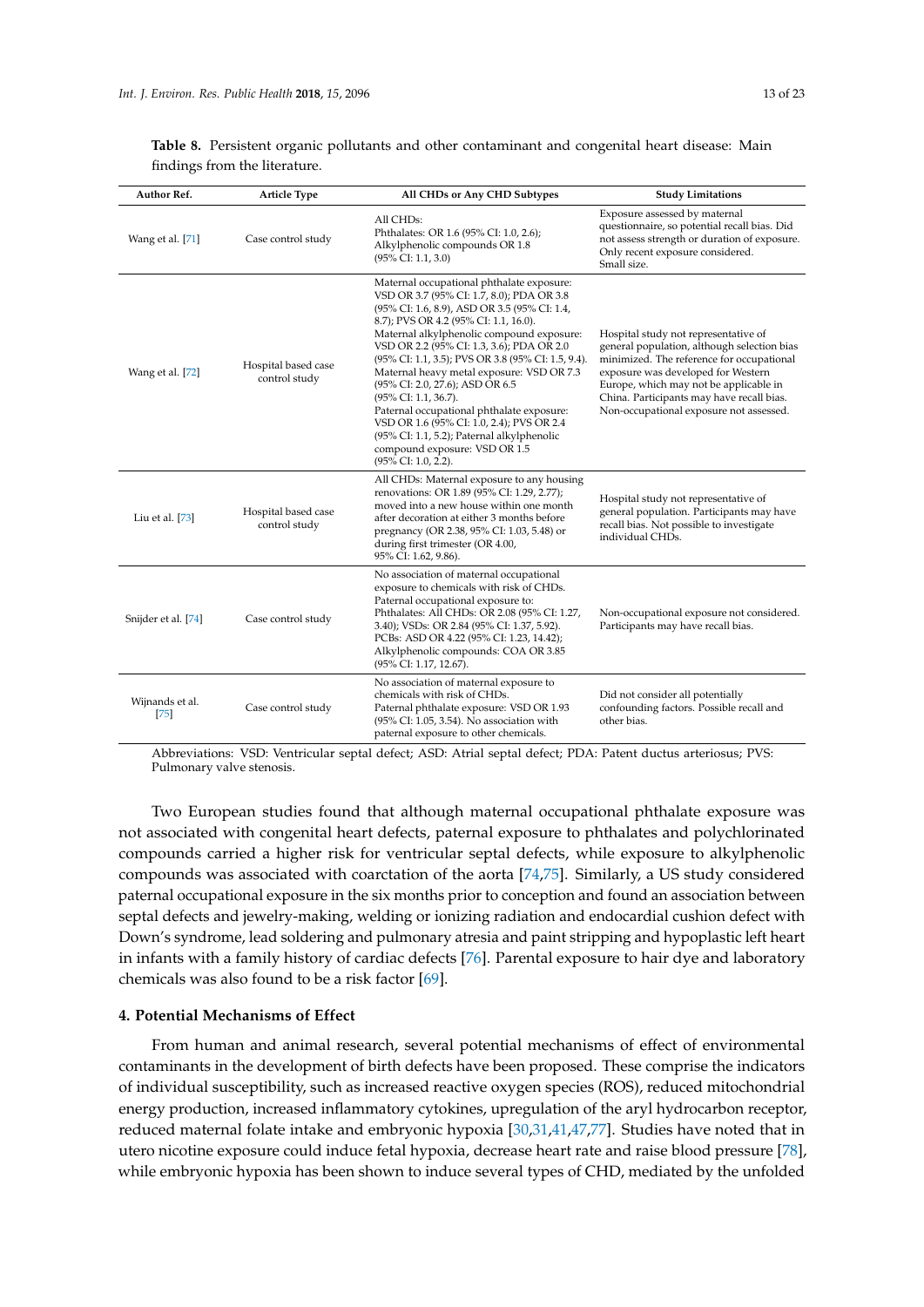**Table 8.** Persistent organic pollutants and other contaminant and congenital heart disease: Main findings from the literature.

| Author Ref. | Article Type | All CHDs or Any CHD Subtypes | Study Limitations |
| --- | --- | --- | --- |
| Wang et al. [71] | Case control study | All CHDs: Phthalates: OR 1.6 (95% CI: 1.0, 2.6); Alkylphenolic compounds OR 1.8 (95% CI: 1.1, 3.0) | Exposure assessed by maternal questionnaire, so potential recall bias. Did not assess strength or duration of exposure. Only recent exposure considered. Small size. |
| Wang et al. [72] | Hospital based case control study | Maternal occupational phthalate exposure: VSD OR 3.7 (95% CI: 1.7, 8.0); PDA OR 3.8 (95% CI: 1.6, 8.9), ASD OR 3.5 (95% CI: 1.4, 8.7); PVS OR 4.2 (95% CI: 1.1, 16.0). Maternal alkylphenolic compound exposure: VSD OR 2.2 (95% CI: 1.3, 3.6); PDA OR 2.0 (95% CI: 1.1, 3.5); PVS OR 3.8 (95% CI: 1.5, 9.4). Maternal heavy metal exposure: VSD OR 7.3 (95% CI: 2.0, 27.6); ASD OR 6.5 (95% CI: 1.1, 36.7). Paternal occupational phthalate exposure: VSD OR 1.6 (95% CI: 1.0, 2.4); PVS OR 2.4 (95% CI: 1.1, 5.2); Paternal alkylphenolic compound exposure: VSD OR 1.5 (95% CI: 1.0, 2.2). | Hospital study not representative of general population, although selection bias minimized. The reference for occupational exposure was developed for Western Europe, which may not be applicable in China. Participants may have recall bias. Non-occupational exposure not assessed. |
| Liu et al. [73] | Hospital based case control study | All CHDs: Maternal exposure to any housing renovations: OR 1.89 (95% CI: 1.29, 2.77); moved into a new house within one month after decoration at either 3 months before pregnancy (OR 2.38, 95% CI: 1.03, 5.48) or during first trimester (OR 4.00, 95% CI: 1.62, 9.86). | Hospital study not representative of general population. Participants may have recall bias. Not possible to investigate individual CHDs. |
| Snijder et al. [74] | Case control study | No association of maternal occupational exposure to chemicals with risk of CHDs. Paternal occupational exposure to: Phthalates: All CHDs: OR 2.08 (95% CI: 1.27, 3.40); VSDs: OR 2.84 (95% CI: 1.37, 5.92). PCBs: ASD OR 4.22 (95% CI: 1.23, 14.42); Alkylphenolic compounds: COA OR 3.85 (95% CI: 1.17, 12.67). | Non-occupational exposure not considered. Participants may have recall bias. |
| Wijnands et al. [75] | Case control study | No association of maternal exposure to chemicals with risk of CHDs. Paternal phthalate exposure: VSD OR 1.93 (95% CI: 1.05, 3.54). No association with paternal exposure to other chemicals. | Did not consider all potentially confounding factors. Possible recall and other bias. |

Abbreviations: VSD: Ventricular septal defect; ASD: Atrial septal defect; PDA: Patent ductus arteriosus; PVS: Pulmonary valve stenosis.

Two European studies found that although maternal occupational phthalate exposure was not associated with congenital heart defects, paternal exposure to phthalates and polychlorinated compounds carried a higher risk for ventricular septal defects, while exposure to alkylphenolic compounds was associated with coarctation of the aorta [74,75]. Similarly, a US study considered paternal occupational exposure in the six months prior to conception and found an association between septal defects and jewelry-making, welding or ionizing radiation and endocardial cushion defect with Down's syndrome, lead soldering and pulmonary atresia and paint stripping and hypoplastic left heart in infants with a family history of cardiac defects [76]. Parental exposure to hair dye and laboratory chemicals was also found to be a risk factor [69].

## 4. Potential Mechanisms of Effect

From human and animal research, several potential mechanisms of effect of environmental contaminants in the development of birth defects have been proposed. These comprise the indicators of individual susceptibility, such as increased reactive oxygen species (ROS), reduced mitochondrial energy production, increased inflammatory cytokines, upregulation of the aryl hydrocarbon receptor, reduced maternal folate intake and embryonic hypoxia [30,31,41,47,77]. Studies have noted that in utero nicotine exposure could induce fetal hypoxia, decrease heart rate and raise blood pressure [78], while embryonic hypoxia has been shown to induce several types of CHD, mediated by the unfolded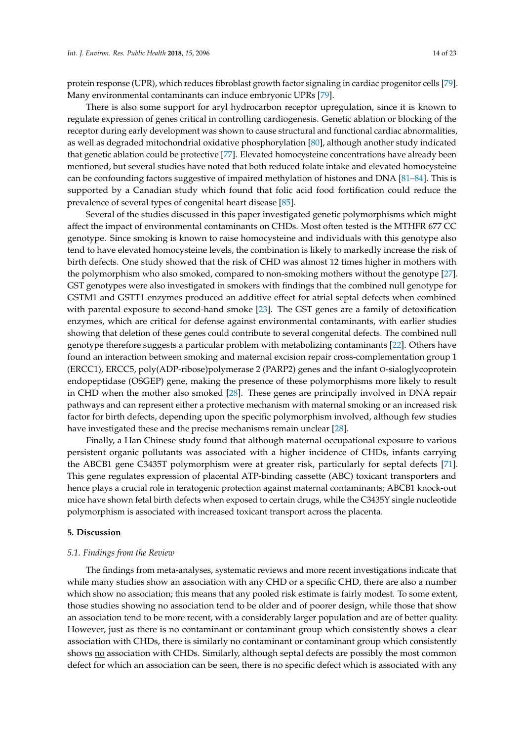protein response (UPR), which reduces fibroblast growth factor signaling in cardiac progenitor cells [79]. Many environmental contaminants can induce embryonic UPRs [79].

There is also some support for aryl hydrocarbon receptor upregulation, since it is known to regulate expression of genes critical in controlling cardiogenesis. Genetic ablation or blocking of the receptor during early development was shown to cause structural and functional cardiac abnormalities, as well as degraded mitochondrial oxidative phosphorylation [80], although another study indicated that genetic ablation could be protective [77]. Elevated homocysteine concentrations have already been mentioned, but several studies have noted that both reduced folate intake and elevated homocysteine can be confounding factors suggestive of impaired methylation of histones and DNA [81–84]. This is supported by a Canadian study which found that folic acid food fortification could reduce the prevalence of several types of congenital heart disease [85].

Several of the studies discussed in this paper investigated genetic polymorphisms which might affect the impact of environmental contaminants on CHDs. Most often tested is the MTHFR 677 CC genotype. Since smoking is known to raise homocysteine and individuals with this genotype also tend to have elevated homocysteine levels, the combination is likely to markedly increase the risk of birth defects. One study showed that the risk of CHD was almost 12 times higher in mothers with the polymorphism who also smoked, compared to non-smoking mothers without the genotype [27]. GST genotypes were also investigated in smokers with findings that the combined null genotype for GSTM1 and GSTT1 enzymes produced an additive effect for atrial septal defects when combined with parental exposure to second-hand smoke [23]. The GST genes are a family of detoxification enzymes, which are critical for defense against environmental contaminants, with earlier studies showing that deletion of these genes could contribute to several congenital defects. The combined null genotype therefore suggests a particular problem with metabolizing contaminants [22]. Others have found an interaction between smoking and maternal excision repair cross-complementation group 1 (ERCC1), ERCC5, poly(ADP-ribose)polymerase 2 (PARP2) genes and the infant O-sialoglycoprotein endopeptidase (OSGEP) gene, making the presence of these polymorphisms more likely to result in CHD when the mother also smoked [28]. These genes are principally involved in DNA repair pathways and can represent either a protective mechanism with maternal smoking or an increased risk factor for birth defects, depending upon the specific polymorphism involved, although few studies have investigated these and the precise mechanisms remain unclear [28].

Finally, a Han Chinese study found that although maternal occupational exposure to various persistent organic pollutants was associated with a higher incidence of CHDs, infants carrying the ABCB1 gene C3435T polymorphism were at greater risk, particularly for septal defects [71]. This gene regulates expression of placental ATP-binding cassette (ABC) toxicant transporters and hence plays a crucial role in teratogenic protection against maternal contaminants; ABCB1 knock-out mice have shown fetal birth defects when exposed to certain drugs, while the C3435Y single nucleotide polymorphism is associated with increased toxicant transport across the placenta.

## 5. Discussion

### *5.1. Findings from the Review*

The findings from meta-analyses, systematic reviews and more recent investigations indicate that while many studies show an association with any CHD or a specific CHD, there are also a number which show no association; this means that any pooled risk estimate is fairly modest. To some extent, those studies showing no association tend to be older and of poorer design, while those that show an association tend to be more recent, with a considerably larger population and are of better quality. However, just as there is no contaminant or contaminant group which consistently shows a clear association with CHDs, there is similarly no contaminant or contaminant group which consistently shows no association with CHDs. Similarly, although septal defects are possibly the most common defect for which an association can be seen, there is no specific defect which is associated with any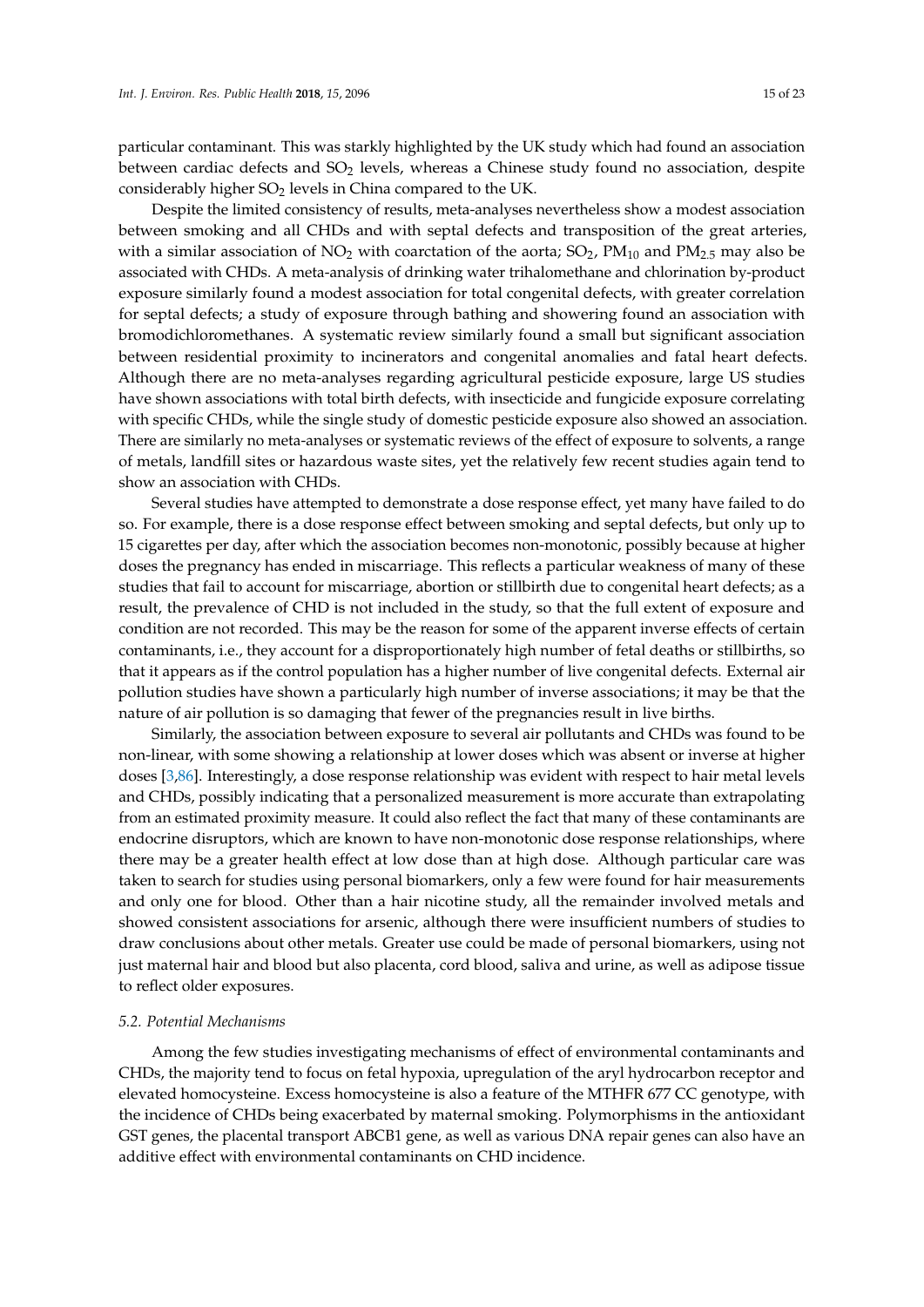particular contaminant. This was starkly highlighted by the UK study which had found an association between cardiac defects and $SO_2$ levels, whereas a Chinese study found no association, despite considerably higher $SO_2$ levels in China compared to the UK.

Despite the limited consistency of results, meta-analyses nevertheless show a modest association between smoking and all CHDs and with septal defects and transposition of the great arteries, with a similar association of $NO_2$ with coarctation of the aorta; $SO_2$, $PM_{10}$ and $PM_{2.5}$ may also be associated with CHDs. A meta-analysis of drinking water trihalomethane and chlorination by-product exposure similarly found a modest association for total congenital defects, with greater correlation for septal defects; a study of exposure through bathing and showering found an association with bromodichloromethanes. A systematic review similarly found a small but significant association between residential proximity to incinerators and congenital anomalies and fatal heart defects. Although there are no meta-analyses regarding agricultural pesticide exposure, large US studies have shown associations with total birth defects, with insecticide and fungicide exposure correlating with specific CHDs, while the single study of domestic pesticide exposure also showed an association. There are similarly no meta-analyses or systematic reviews of the effect of exposure to solvents, a range of metals, landfill sites or hazardous waste sites, yet the relatively few recent studies again tend to show an association with CHDs.

Several studies have attempted to demonstrate a dose response effect, yet many have failed to do so. For example, there is a dose response effect between smoking and septal defects, but only up to 15 cigarettes per day, after which the association becomes non-monotonic, possibly because at higher doses the pregnancy has ended in miscarriage. This reflects a particular weakness of many of these studies that fail to account for miscarriage, abortion or stillbirth due to congenital heart defects; as a result, the prevalence of CHD is not included in the study, so that the full extent of exposure and condition are not recorded. This may be the reason for some of the apparent inverse effects of certain contaminants, i.e., they account for a disproportionately high number of fetal deaths or stillbirths, so that it appears as if the control population has a higher number of live congenital defects. External air pollution studies have shown a particularly high number of inverse associations; it may be that the nature of air pollution is so damaging that fewer of the pregnancies result in live births.

Similarly, the association between exposure to several air pollutants and CHDs was found to be non-linear, with some showing a relationship at lower doses which was absent or inverse at higher doses [3,86]. Interestingly, a dose response relationship was evident with respect to hair metal levels and CHDs, possibly indicating that a personalized measurement is more accurate than extrapolating from an estimated proximity measure. It could also reflect the fact that many of these contaminants are endocrine disruptors, which are known to have non-monotonic dose response relationships, where there may be a greater health effect at low dose than at high dose. Although particular care was taken to search for studies using personal biomarkers, only a few were found for hair measurements and only one for blood. Other than a hair nicotine study, all the remainder involved metals and showed consistent associations for arsenic, although there were insufficient numbers of studies to draw conclusions about other metals. Greater use could be made of personal biomarkers, using not just maternal hair and blood but also placenta, cord blood, saliva and urine, as well as adipose tissue to reflect older exposures.

### *5.2. Potential Mechanisms*

Among the few studies investigating mechanisms of effect of environmental contaminants and CHDs, the majority tend to focus on fetal hypoxia, upregulation of the aryl hydrocarbon receptor and elevated homocysteine. Excess homocysteine is also a feature of the MTHFR 677 CC genotype, with the incidence of CHDs being exacerbated by maternal smoking. Polymorphisms in the antioxidant GST genes, the placental transport ABCB1 gene, as well as various DNA repair genes can also have an additive effect with environmental contaminants on CHD incidence.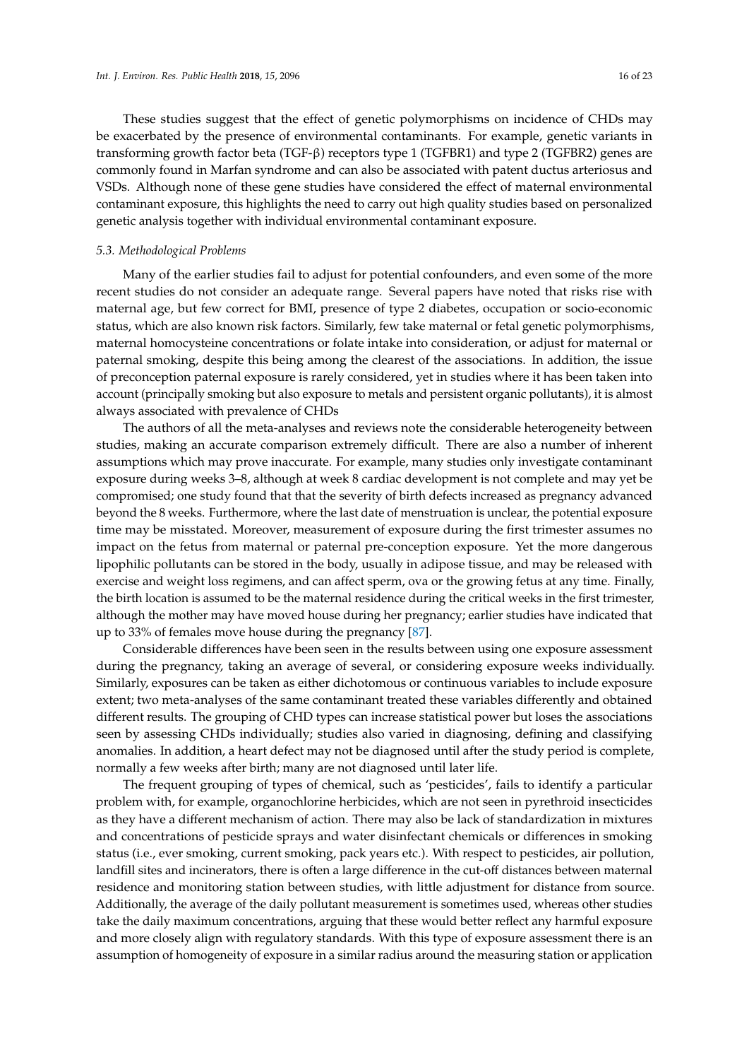These studies suggest that the effect of genetic polymorphisms on incidence of CHDs may be exacerbated by the presence of environmental contaminants. For example, genetic variants in transforming growth factor beta (TGF-β) receptors type 1 (TGFBR1) and type 2 (TGFBR2) genes are commonly found in Marfan syndrome and can also be associated with patent ductus arteriosus and VSDs. Although none of these gene studies have considered the effect of maternal environmental contaminant exposure, this highlights the need to carry out high quality studies based on personalized genetic analysis together with individual environmental contaminant exposure.

### *5.3. Methodological Problems*

Many of the earlier studies fail to adjust for potential confounders, and even some of the more recent studies do not consider an adequate range. Several papers have noted that risks rise with maternal age, but few correct for BMI, presence of type 2 diabetes, occupation or socio-economic status, which are also known risk factors. Similarly, few take maternal or fetal genetic polymorphisms, maternal homocysteine concentrations or folate intake into consideration, or adjust for maternal or paternal smoking, despite this being among the clearest of the associations. In addition, the issue of preconception paternal exposure is rarely considered, yet in studies where it has been taken into account (principally smoking but also exposure to metals and persistent organic pollutants), it is almost always associated with prevalence of CHDs

The authors of all the meta-analyses and reviews note the considerable heterogeneity between studies, making an accurate comparison extremely difficult. There are also a number of inherent assumptions which may prove inaccurate. For example, many studies only investigate contaminant exposure during weeks 3–8, although at week 8 cardiac development is not complete and may yet be compromised; one study found that that the severity of birth defects increased as pregnancy advanced beyond the 8 weeks. Furthermore, where the last date of menstruation is unclear, the potential exposure time may be misstated. Moreover, measurement of exposure during the first trimester assumes no impact on the fetus from maternal or paternal pre-conception exposure. Yet the more dangerous lipophilic pollutants can be stored in the body, usually in adipose tissue, and may be released with exercise and weight loss regimens, and can affect sperm, ova or the growing fetus at any time. Finally, the birth location is assumed to be the maternal residence during the critical weeks in the first trimester, although the mother may have moved house during her pregnancy; earlier studies have indicated that up to 33% of females move house during the pregnancy [87].

Considerable differences have been seen in the results between using one exposure assessment during the pregnancy, taking an average of several, or considering exposure weeks individually. Similarly, exposures can be taken as either dichotomous or continuous variables to include exposure extent; two meta-analyses of the same contaminant treated these variables differently and obtained different results. The grouping of CHD types can increase statistical power but loses the associations seen by assessing CHDs individually; studies also varied in diagnosing, defining and classifying anomalies. In addition, a heart defect may not be diagnosed until after the study period is complete, normally a few weeks after birth; many are not diagnosed until later life.

The frequent grouping of types of chemical, such as 'pesticides', fails to identify a particular problem with, for example, organochlorine herbicides, which are not seen in pyrethroid insecticides as they have a different mechanism of action. There may also be lack of standardization in mixtures and concentrations of pesticide sprays and water disinfectant chemicals or differences in smoking status (i.e., ever smoking, current smoking, pack years etc.). With respect to pesticides, air pollution, landfill sites and incinerators, there is often a large difference in the cut-off distances between maternal residence and monitoring station between studies, with little adjustment for distance from source. Additionally, the average of the daily pollutant measurement is sometimes used, whereas other studies take the daily maximum concentrations, arguing that these would better reflect any harmful exposure and more closely align with regulatory standards. With this type of exposure assessment there is an assumption of homogeneity of exposure in a similar radius around the measuring station or application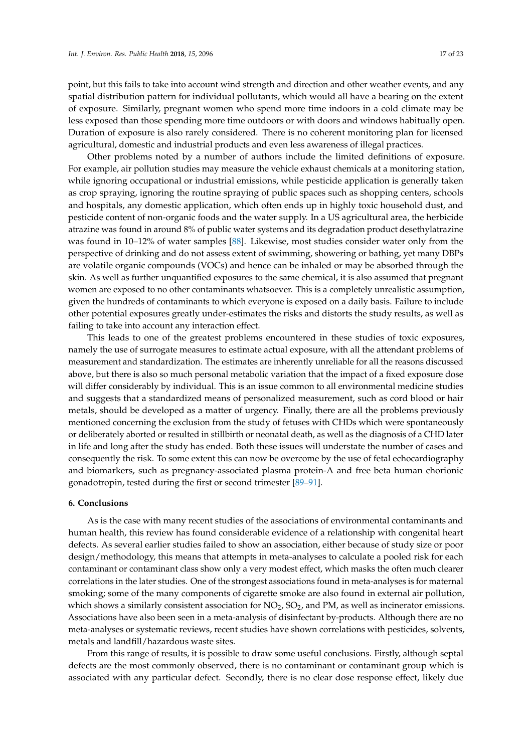point, but this fails to take into account wind strength and direction and other weather events, and any spatial distribution pattern for individual pollutants, which would all have a bearing on the extent of exposure. Similarly, pregnant women who spend more time indoors in a cold climate may be less exposed than those spending more time outdoors or with doors and windows habitually open. Duration of exposure is also rarely considered. There is no coherent monitoring plan for licensed agricultural, domestic and industrial products and even less awareness of illegal practices.

Other problems noted by a number of authors include the limited definitions of exposure. For example, air pollution studies may measure the vehicle exhaust chemicals at a monitoring station, while ignoring occupational or industrial emissions, while pesticide application is generally taken as crop spraying, ignoring the routine spraying of public spaces such as shopping centers, schools and hospitals, any domestic application, which often ends up in highly toxic household dust, and pesticide content of non-organic foods and the water supply. In a US agricultural area, the herbicide atrazine was found in around 8% of public water systems and its degradation product desethylatrazine was found in 10–12% of water samples [88]. Likewise, most studies consider water only from the perspective of drinking and do not assess extent of swimming, showering or bathing, yet many DBPs are volatile organic compounds (VOCs) and hence can be inhaled or may be absorbed through the skin. As well as further unquantified exposures to the same chemical, it is also assumed that pregnant women are exposed to no other contaminants whatsoever. This is a completely unrealistic assumption, given the hundreds of contaminants to which everyone is exposed on a daily basis. Failure to include other potential exposures greatly under-estimates the risks and distorts the study results, as well as failing to take into account any interaction effect.

This leads to one of the greatest problems encountered in these studies of toxic exposures, namely the use of surrogate measures to estimate actual exposure, with all the attendant problems of measurement and standardization. The estimates are inherently unreliable for all the reasons discussed above, but there is also so much personal metabolic variation that the impact of a fixed exposure dose will differ considerably by individual. This is an issue common to all environmental medicine studies and suggests that a standardized means of personalized measurement, such as cord blood or hair metals, should be developed as a matter of urgency. Finally, there are all the problems previously mentioned concerning the exclusion from the study of fetuses with CHDs which were spontaneously or deliberately aborted or resulted in stillbirth or neonatal death, as well as the diagnosis of a CHD later in life and long after the study has ended. Both these issues will understate the number of cases and consequently the risk. To some extent this can now be overcome by the use of fetal echocardiography and biomarkers, such as pregnancy-associated plasma protein-A and free beta human chorionic gonadotropin, tested during the first or second trimester [89–91].

### 6. Conclusions

As is the case with many recent studies of the associations of environmental contaminants and human health, this review has found considerable evidence of a relationship with congenital heart defects. As several earlier studies failed to show an association, either because of study size or poor design/methodology, this means that attempts in meta-analyses to calculate a pooled risk for each contaminant or contaminant class show only a very modest effect, which masks the often much clearer correlations in the later studies. One of the strongest associations found in meta-analyses is for maternal smoking; some of the many components of cigarette smoke are also found in external air pollution, which shows a similarly consistent association for $NO_2$, $SO_2$, and PM, as well as incinerator emissions. Associations have also been seen in a meta-analysis of disinfectant by-products. Although there are no meta-analyses or systematic reviews, recent studies have shown correlations with pesticides, solvents, metals and landfill/hazardous waste sites.

From this range of results, it is possible to draw some useful conclusions. Firstly, although septal defects are the most commonly observed, there is no contaminant or contaminant group which is associated with any particular defect. Secondly, there is no clear dose response effect, likely due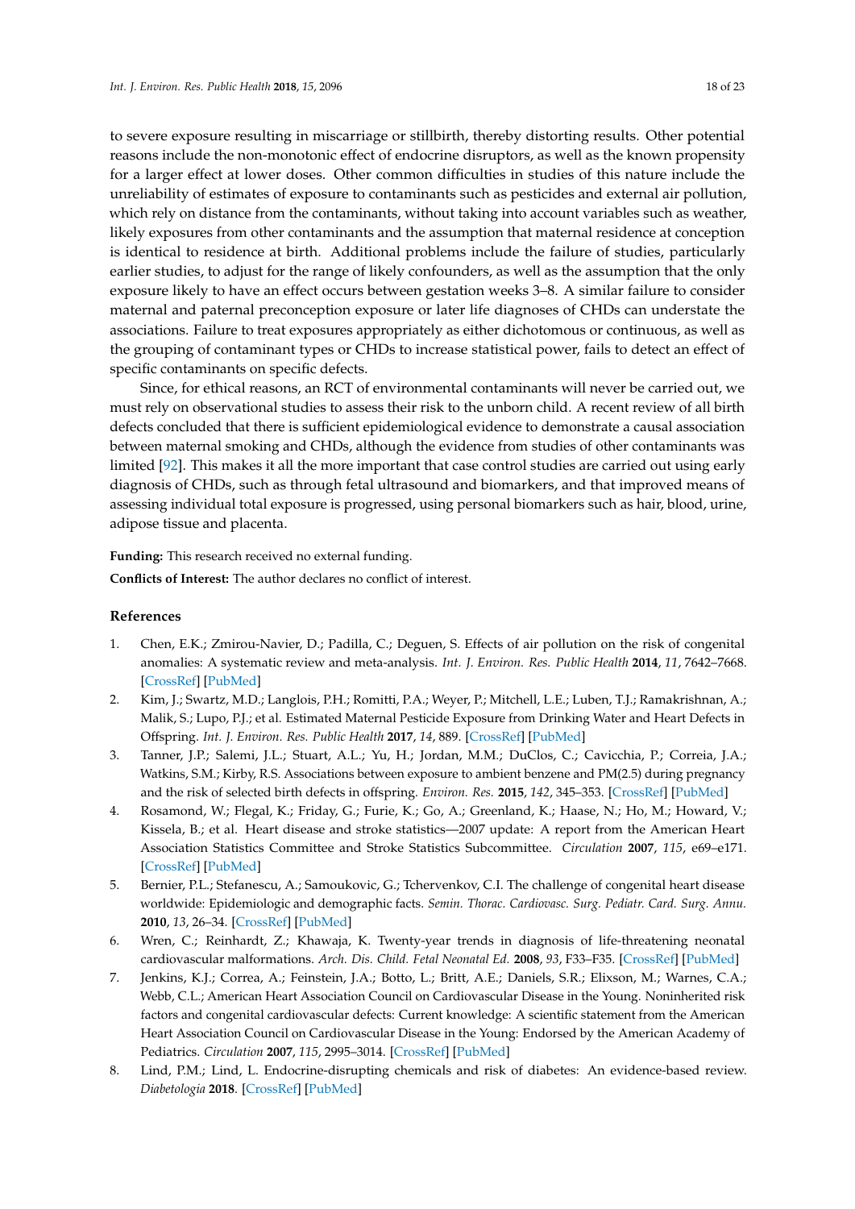to severe exposure resulting in miscarriage or stillbirth, thereby distorting results. Other potential reasons include the non-monotonic effect of endocrine disruptors, as well as the known propensity for a larger effect at lower doses. Other common difficulties in studies of this nature include the unreliability of estimates of exposure to contaminants such as pesticides and external air pollution, which rely on distance from the contaminants, without taking into account variables such as weather, likely exposures from other contaminants and the assumption that maternal residence at conception is identical to residence at birth. Additional problems include the failure of studies, particularly earlier studies, to adjust for the range of likely confounders, as well as the assumption that the only exposure likely to have an effect occurs between gestation weeks 3–8. A similar failure to consider maternal and paternal preconception exposure or later life diagnoses of CHDs can understate the associations. Failure to treat exposures appropriately as either dichotomous or continuous, as well as the grouping of contaminant types or CHDs to increase statistical power, fails to detect an effect of specific contaminants on specific defects.

Since, for ethical reasons, an RCT of environmental contaminants will never be carried out, we must rely on observational studies to assess their risk to the unborn child. A recent review of all birth defects concluded that there is sufficient epidemiological evidence to demonstrate a causal association between maternal smoking and CHDs, although the evidence from studies of other contaminants was limited [92]. This makes it all the more important that case control studies are carried out using early diagnosis of CHDs, such as through fetal ultrasound and biomarkers, and that improved means of assessing individual total exposure is progressed, using personal biomarkers such as hair, blood, urine, adipose tissue and placenta.

**Funding:** This research received no external funding.

**Conflicts of Interest:** The author declares no conflict of interest.

## References

1. Chen, E.K.; Zmirou-Navier, D.; Padilla, C.; Deguen, S. Effects of air pollution on the risk of congenital anomalies: A systematic review and meta-analysis. *Int. J. Environ. Res. Public Health* **2014**, *11*, 7642–7668. [CrossRef] [PubMed]
2. Kim, J.; Swartz, M.D.; Langlois, P.H.; Romitti, P.A.; Weyer, P.; Mitchell, L.E.; Luben, T.J.; Ramakrishnan, A.; Malik, S.; Lupo, P.J.; et al. Estimated Maternal Pesticide Exposure from Drinking Water and Heart Defects in Offspring. *Int. J. Environ. Res. Public Health* **2017**, *14*, 889. [CrossRef] [PubMed]
3. Tanner, J.P.; Salemi, J.L.; Stuart, A.L.; Yu, H.; Jordan, M.M.; DuClos, C.; Cavicchia, P.; Correia, J.A.; Watkins, S.M.; Kirby, R.S. Associations between exposure to ambient benzene and PM(2.5) during pregnancy and the risk of selected birth defects in offspring. *Environ. Res.* **2015**, *142*, 345–353. [CrossRef] [PubMed]
4. Rosamond, W.; Flegal, K.; Friday, G.; Furie, K.; Go, A.; Greenland, K.; Haase, N.; Ho, M.; Howard, V.; Kissela, B.; et al. Heart disease and stroke statistics—2007 update: A report from the American Heart Association Statistics Committee and Stroke Statistics Subcommittee. *Circulation* **2007**, *115*, e69–e171. [CrossRef] [PubMed]
5. Bernier, P.L.; Stefanescu, A.; Samoukovic, G.; Tchervenkov, C.I. The challenge of congenital heart disease worldwide: Epidemiologic and demographic facts. *Semin. Thorac. Cardiovasc. Surg. Pediatr. Card. Surg. Annu.* **2010**, *13*, 26–34. [CrossRef] [PubMed]
6. Wren, C.; Reinhardt, Z.; Khawaja, K. Twenty-year trends in diagnosis of life-threatening neonatal cardiovascular malformations. *Arch. Dis. Child. Fetal Neonatal Ed.* **2008**, *93*, F33–F35. [CrossRef] [PubMed]
7. Jenkins, K.J.; Correa, A.; Feinstein, J.A.; Botto, L.; Britt, A.E.; Daniels, S.R.; Elixson, M.; Warnes, C.A.; Webb, C.L.; American Heart Association Council on Cardiovascular Disease in the Young. Noninherited risk factors and congenital cardiovascular defects: Current knowledge: A scientific statement from the American Heart Association Council on Cardiovascular Disease in the Young: Endorsed by the American Academy of Pediatrics. *Circulation* **2007**, *115*, 2995–3014. [CrossRef] [PubMed]
8. Lind, P.M.; Lind, L. Endocrine-disrupting chemicals and risk of diabetes: An evidence-based review. *Diabetologia* **2018**. [CrossRef] [PubMed]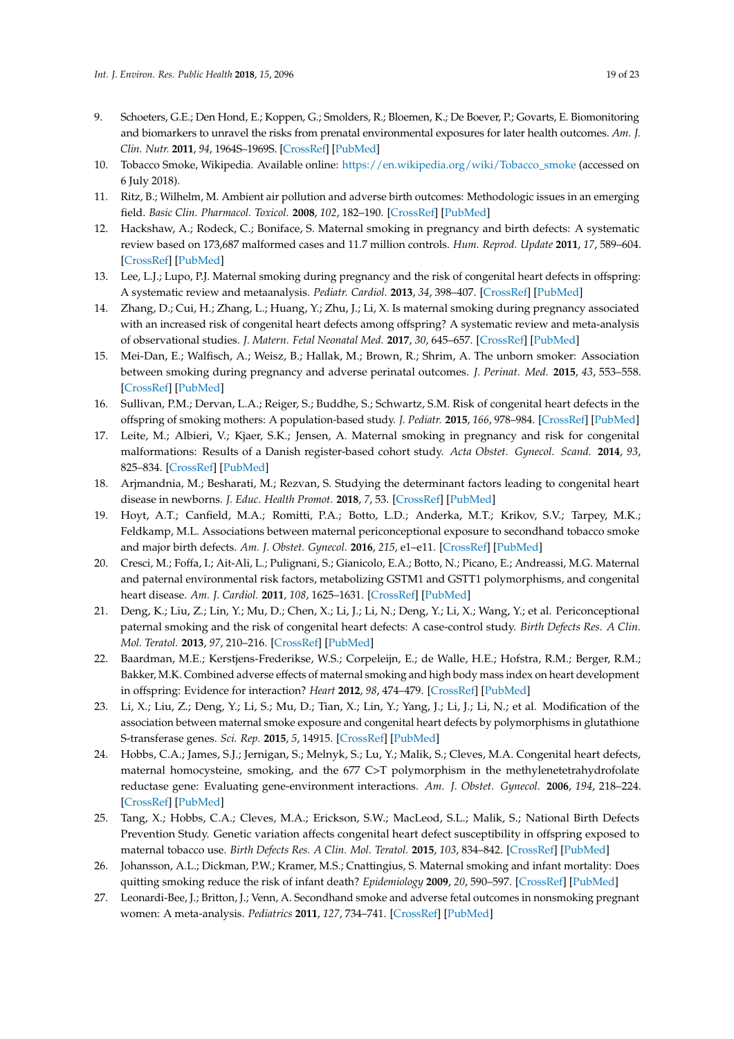9. Schoeters, G.E.; Den Hond, E.; Koppen, G.; Smolders, R.; Bloemen, K.; De Boever, P.; Govarts, E. Biomonitoring and biomarkers to unravel the risks from prenatal environmental exposures for later health outcomes. *Am. J. Clin. Nutr.* **2011**, *94*, 1964S–1969S. [CrossRef] [PubMed]
10. Tobacco Smoke, Wikipedia. Available online: https://en.wikipedia.org/wiki/Tobacco_smoke (accessed on 6 July 2018).
11. Ritz, B.; Wilhelm, M. Ambient air pollution and adverse birth outcomes: Methodologic issues in an emerging field. *Basic Clin. Pharmacol. Toxicol.* **2008**, *102*, 182–190. [CrossRef] [PubMed]
12. Hackshaw, A.; Rodeck, C.; Boniface, S. Maternal smoking in pregnancy and birth defects: A systematic review based on 173,687 malformed cases and 11.7 million controls. *Hum. Reprod. Update* **2011**, *17*, 589–604. [CrossRef] [PubMed]
13. Lee, L.J.; Lupo, P.J. Maternal smoking during pregnancy and the risk of congenital heart defects in offspring: A systematic review and metaanalysis. *Pediatr. Cardiol.* **2013**, *34*, 398–407. [CrossRef] [PubMed]
14. Zhang, D.; Cui, H.; Zhang, L.; Huang, Y.; Zhu, J.; Li, X. Is maternal smoking during pregnancy associated with an increased risk of congenital heart defects among offspring? A systematic review and meta-analysis of observational studies. *J. Matern. Fetal Neonatal Med.* **2017**, *30*, 645–657. [CrossRef] [PubMed]
15. Mei-Dan, E.; Walfisch, A.; Weisz, B.; Hallak, M.; Brown, R.; Shrim, A. The unborn smoker: Association between smoking during pregnancy and adverse perinatal outcomes. *J. Perinat. Med.* **2015**, *43*, 553–558. [CrossRef] [PubMed]
16. Sullivan, P.M.; Dervan, L.A.; Reiger, S.; Buddhe, S.; Schwartz, S.M. Risk of congenital heart defects in the offspring of smoking mothers: A population-based study. *J. Pediatr.* **2015**, *166*, 978–984. [CrossRef] [PubMed]
17. Leite, M.; Albieri, V.; Kjaer, S.K.; Jensen, A. Maternal smoking in pregnancy and risk for congenital malformations: Results of a Danish register-based cohort study. *Acta Obstet. Gynecol. Scand.* **2014**, *93*, 825–834. [CrossRef] [PubMed]
18. Arjmandnia, M.; Besharati, M.; Rezvan, S. Studying the determinant factors leading to congenital heart disease in newborns. *J. Educ. Health Promot.* **2018**, *7*, 53. [CrossRef] [PubMed]
19. Hoyt, A.T.; Canfield, M.A.; Romitti, P.A.; Botto, L.D.; Anderka, M.T.; Krikov, S.V.; Tarpey, M.K.; Feldkamp, M.L. Associations between maternal periconceptional exposure to secondhand tobacco smoke and major birth defects. *Am. J. Obstet. Gynecol.* **2016**, *215*, e1–e11. [CrossRef] [PubMed]
20. Cresci, M.; Foffa, I.; Ait-Ali, L.; Pulignani, S.; Gianicolo, E.A.; Botto, N.; Picano, E.; Andreassi, M.G. Maternal and paternal environmental risk factors, metabolizing GSTM1 and GSTT1 polymorphisms, and congenital heart disease. *Am. J. Cardiol.* **2011**, *108*, 1625–1631. [CrossRef] [PubMed]
21. Deng, K.; Liu, Z.; Lin, Y.; Mu, D.; Chen, X.; Li, J.; Li, N.; Deng, Y.; Li, X.; Wang, Y.; et al. Periconceptional paternal smoking and the risk of congenital heart defects: A case-control study. *Birth Defects Res. A Clin. Mol. Teratol.* **2013**, *97*, 210–216. [CrossRef] [PubMed]
22. Baardman, M.E.; Kerstjens-Frederikse, W.S.; Corpeleijn, E.; de Walle, H.E.; Hofstra, R.M.; Berger, R.M.; Bakker, M.K. Combined adverse effects of maternal smoking and high body mass index on heart development in offspring: Evidence for interaction? *Heart* **2012**, *98*, 474–479. [CrossRef] [PubMed]
23. Li, X.; Liu, Z.; Deng, Y.; Li, S.; Mu, D.; Tian, X.; Lin, Y.; Yang, J.; Li, J.; Li, N.; et al. Modification of the association between maternal smoke exposure and congenital heart defects by polymorphisms in glutathione S-transferase genes. *Sci. Rep.* **2015**, *5*, 14915. [CrossRef] [PubMed]
24. Hobbs, C.A.; James, S.J.; Jernigan, S.; Melnyk, S.; Lu, Y.; Malik, S.; Cleves, M.A. Congenital heart defects, maternal homocysteine, smoking, and the 677 C>T polymorphism in the methylenetetrahydrofolate reductase gene: Evaluating gene-environment interactions. *Am. J. Obstet. Gynecol.* **2006**, *194*, 218–224. [CrossRef] [PubMed]
25. Tang, X.; Hobbs, C.A.; Cleves, M.A.; Erickson, S.W.; MacLeod, S.L.; Malik, S.; National Birth Defects Prevention Study. Genetic variation affects congenital heart defect susceptibility in offspring exposed to maternal tobacco use. *Birth Defects Res. A Clin. Mol. Teratol.* **2015**, *103*, 834–842. [CrossRef] [PubMed]
26. Johansson, A.L.; Dickman, P.W.; Kramer, M.S.; Cnattingius, S. Maternal smoking and infant mortality: Does quitting smoking reduce the risk of infant death? *Epidemiology* **2009**, *20*, 590–597. [CrossRef] [PubMed]
27. Leonardi-Bee, J.; Britton, J.; Venn, A. Secondhand smoke and adverse fetal outcomes in nonsmoking pregnant women: A meta-analysis. *Pediatrics* **2011**, *127*, 734–741. [CrossRef] [PubMed]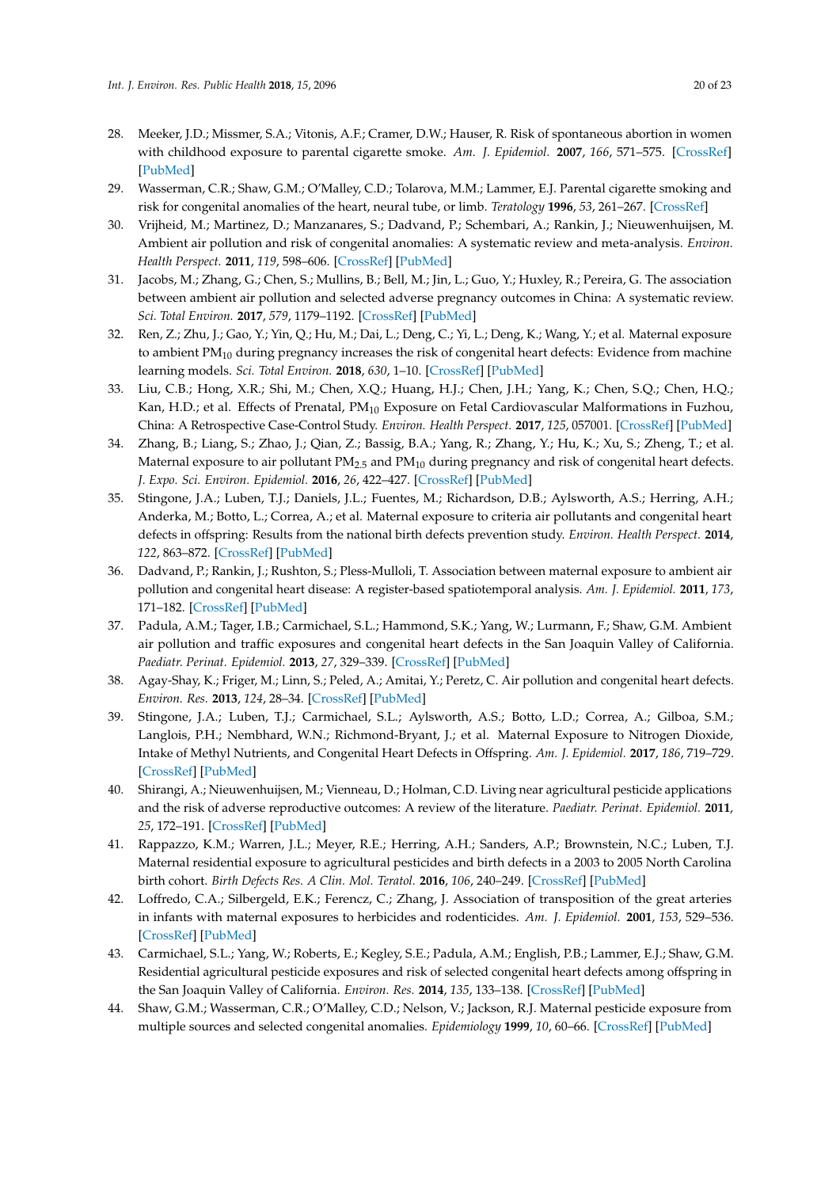28. Meeker, J.D.; Missmer, S.A.; Vitonis, A.F.; Cramer, D.W.; Hauser, R. Risk of spontaneous abortion in women with childhood exposure to parental cigarette smoke. *Am. J. Epidemiol.* **2007**, *166*, 571–575. [CrossRef] [PubMed]
29. Wasserman, C.R.; Shaw, G.M.; O'Malley, C.D.; Tolarova, M.M.; Lammer, E.J. Parental cigarette smoking and risk for congenital anomalies of the heart, neural tube, or limb. *Teratology* **1996**, *53*, 261–267. [CrossRef]
30. Vrijheid, M.; Martinez, D.; Manzanares, S.; Dadvand, P.; Schembari, A.; Rankin, J.; Nieuwenhuijsen, M. Ambient air pollution and risk of congenital anomalies: A systematic review and meta-analysis. *Environ. Health Perspect.* **2011**, *119*, 598–606. [CrossRef] [PubMed]
31. Jacobs, M.; Zhang, G.; Chen, S.; Mullins, B.; Bell, M.; Jin, L.; Guo, Y.; Huxley, R.; Pereira, G. The association between ambient air pollution and selected adverse pregnancy outcomes in China: A systematic review. *Sci. Total Environ.* **2017**, *579*, 1179–1192. [CrossRef] [PubMed]
32. Ren, Z.; Zhu, J.; Gao, Y.; Yin, Q.; Hu, M.; Dai, L.; Deng, C.; Yi, L.; Deng, K.; Wang, Y.; et al. Maternal exposure to ambient $PM_{10}$ during pregnancy increases the risk of congenital heart defects: Evidence from machine learning models. *Sci. Total Environ.* **2018**, *630*, 1–10. [CrossRef] [PubMed]
33. Liu, C.B.; Hong, X.R.; Shi, M.; Chen, X.Q.; Huang, H.J.; Chen, J.H.; Yang, K.; Chen, S.Q.; Chen, H.Q.; Kan, H.D.; et al. Effects of Prenatal, $PM_{10}$ Exposure on Fetal Cardiovascular Malformations in Fuzhou, China: A Retrospective Case-Control Study. *Environ. Health Perspect.* **2017**, *125*, 057001. [CrossRef] [PubMed]
34. Zhang, B.; Liang, S.; Zhao, J.; Qian, Z.; Bassig, B.A.; Yang, R.; Zhang, Y.; Hu, K.; Xu, S.; Zheng, T.; et al. Maternal exposure to air pollutant $PM_{2.5}$ and $PM_{10}$ during pregnancy and risk of congenital heart defects. *J. Expo. Sci. Environ. Epidemiol.* **2016**, *26*, 422–427. [CrossRef] [PubMed]
35. Stingone, J.A.; Luben, T.J.; Daniels, J.L.; Fuentes, M.; Richardson, D.B.; Aylsworth, A.S.; Herring, A.H.; Anderka, M.; Botto, L.; Correa, A.; et al. Maternal exposure to criteria air pollutants and congenital heart defects in offspring: Results from the national birth defects prevention study. *Environ. Health Perspect.* **2014**, *122*, 863–872. [CrossRef] [PubMed]
36. Dadvand, P.; Rankin, J.; Rushton, S.; Pless-Mulloli, T. Association between maternal exposure to ambient air pollution and congenital heart disease: A register-based spatiotemporal analysis. *Am. J. Epidemiol.* **2011**, *173*, 171–182. [CrossRef] [PubMed]
37. Padula, A.M.; Tager, I.B.; Carmichael, S.L.; Hammond, S.K.; Yang, W.; Lurmann, F.; Shaw, G.M. Ambient air pollution and traffic exposures and congenital heart defects in the San Joaquin Valley of California. *Paediatr. Perinat. Epidemiol.* **2013**, *27*, 329–339. [CrossRef] [PubMed]
38. Agay-Shay, K.; Friger, M.; Linn, S.; Peled, A.; Amitai, Y.; Peretz, C. Air pollution and congenital heart defects. *Environ. Res.* **2013**, *124*, 28–34. [CrossRef] [PubMed]
39. Stingone, J.A.; Luben, T.J.; Carmichael, S.L.; Aylsworth, A.S.; Botto, L.D.; Correa, A.; Gilboa, S.M.; Langlois, P.H.; Nembhard, W.N.; Richmond-Bryant, J.; et al. Maternal Exposure to Nitrogen Dioxide, Intake of Methyl Nutrients, and Congenital Heart Defects in Offspring. *Am. J. Epidemiol.* **2017**, *186*, 719–729. [CrossRef] [PubMed]
40. Shirangi, A.; Nieuwenhuijsen, M.; Vienneau, D.; Holman, C.D. Living near agricultural pesticide applications and the risk of adverse reproductive outcomes: A review of the literature. *Paediatr. Perinat. Epidemiol.* **2011**, *25*, 172–191. [CrossRef] [PubMed]
41. Rappazzo, K.M.; Warren, J.L.; Meyer, R.E.; Herring, A.H.; Sanders, A.P.; Brownstein, N.C.; Luben, T.J. Maternal residential exposure to agricultural pesticides and birth defects in a 2003 to 2005 North Carolina birth cohort. *Birth Defects Res. A Clin. Mol. Teratol.* **2016**, *106*, 240–249. [CrossRef] [PubMed]
42. Loffredo, C.A.; Silbergeld, E.K.; Ferencz, C.; Zhang, J. Association of transposition of the great arteries in infants with maternal exposures to herbicides and rodenticides. *Am. J. Epidemiol.* **2001**, *153*, 529–536. [CrossRef] [PubMed]
43. Carmichael, S.L.; Yang, W.; Roberts, E.; Kegley, S.E.; Padula, A.M.; English, P.B.; Lammer, E.J.; Shaw, G.M. Residential agricultural pesticide exposures and risk of selected congenital heart defects among offspring in the San Joaquin Valley of California. *Environ. Res.* **2014**, *135*, 133–138. [CrossRef] [PubMed]
44. Shaw, G.M.; Wasserman, C.R.; O'Malley, C.D.; Nelson, V.; Jackson, R.J. Maternal pesticide exposure from multiple sources and selected congenital anomalies. *Epidemiology* **1999**, *10*, 60–66. [CrossRef] [PubMed]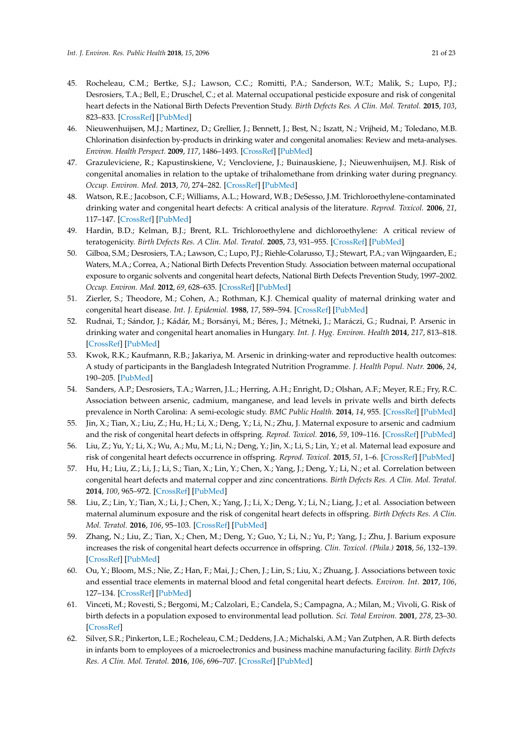45. Rocheleau, C.M.; Bertke, S.J.; Lawson, C.C.; Romitti, P.A.; Sanderson, W.T.; Malik, S.; Lupo, P.J.; Desrosiers, T.A.; Bell, E.; Druschel, C.; et al. Maternal occupational pesticide exposure and risk of congenital heart defects in the National Birth Defects Prevention Study. *Birth Defects Res. A Clin. Mol. Teratol.* **2015**, *103*, 823–833. [CrossRef] [PubMed]
46. Nieuwenhuijsen, M.J.; Martinez, D.; Grellier, J.; Bennett, J.; Best, N.; Iszatt, N.; Vrijheid, M.; Toledano, M.B. Chlorination disinfection by-products in drinking water and congenital anomalies: Review and meta-analyses. *Environ. Health Perspect.* **2009**, *117*, 1486–1493. [CrossRef] [PubMed]
47. Grazuleviciene, R.; Kapustinskiene, V.; Vencloviene, J.; Buinauskiene, J.; Nieuwenhuijsen, M.J. Risk of congenital anomalies in relation to the uptake of trihalomethane from drinking water during pregnancy. *Occup. Environ. Med.* **2013**, *70*, 274–282. [CrossRef] [PubMed]
48. Watson, R.E.; Jacobson, C.F.; Williams, A.L.; Howard, W.B.; DeSesso, J.M. Trichloroethylene-contaminated drinking water and congenital heart defects: A critical analysis of the literature. *Reprod. Toxicol.* **2006**, *21*, 117–147. [CrossRef] [PubMed]
49. Hardin, B.D.; Kelman, B.J.; Brent, R.L. Trichloroethylene and dichloroethylene: A critical review of teratogenicity. *Birth Defects Res. A Clin. Mol. Teratol.* **2005**, *73*, 931–955. [CrossRef] [PubMed]
50. Gilboa, S.M.; Desrosiers, T.A.; Lawson, C.; Lupo, P.J.; Riehle-Colarusso, T.J.; Stewart, P.A.; van Wijngaarden, E.; Waters, M.A.; Correa, A.; National Birth Defects Prevention Study. Association between maternal occupational exposure to organic solvents and congenital heart defects, National Birth Defects Prevention Study, 1997–2002. *Occup. Environ. Med.* **2012**, *69*, 628–635. [CrossRef] [PubMed]
51. Zierler, S.; Theodore, M.; Cohen, A.; Rothman, K.J. Chemical quality of maternal drinking water and congenital heart disease. *Int. J. Epidemiol.* **1988**, *17*, 589–594. [CrossRef] [PubMed]
52. Rudnai, T.; Sándor, J.; Kádár, M.; Borsányi, M.; Béres, J.; Métneki, J.; Maráczi, G.; Rudnai, P. Arsenic in drinking water and congenital heart anomalies in Hungary. *Int. J. Hyg. Environ. Health* **2014**, *217*, 813–818. [CrossRef] [PubMed]
53. Kwok, R.K.; Kaufmann, R.B.; Jakariya, M. Arsenic in drinking-water and reproductive health outcomes: A study of participants in the Bangladesh Integrated Nutrition Programme. *J. Health Popul. Nutr.* **2006**, *24*, 190–205. [PubMed]
54. Sanders, A.P.; Desrosiers, T.A.; Warren, J.L.; Herring, A.H.; Enright, D.; Olshan, A.F.; Meyer, R.E.; Fry, R.C. Association between arsenic, cadmium, manganese, and lead levels in private wells and birth defects prevalence in North Carolina: A semi-ecologic study. *BMC Public Health.* **2014**, *14*, 955. [CrossRef] [PubMed]
55. Jin, X.; Tian, X.; Liu, Z.; Hu, H.; Li, X.; Deng, Y.; Li, N.; Zhu, J. Maternal exposure to arsenic and cadmium and the risk of congenital heart defects in offspring. *Reprod. Toxicol.* **2016**, *59*, 109–116. [CrossRef] [PubMed]
56. Liu, Z.; Yu, Y.; Li, X.; Wu, A.; Mu, M.; Li, N.; Deng, Y.; Jin, X.; Li, S.; Lin, Y.; et al. Maternal lead exposure and risk of congenital heart defects occurrence in offspring. *Reprod. Toxicol.* **2015**, *51*, 1–6. [CrossRef] [PubMed]
57. Hu, H.; Liu, Z.; Li, J.; Li, S.; Tian, X.; Lin, Y.; Chen, X.; Yang, J.; Deng, Y.; Li, N.; et al. Correlation between congenital heart defects and maternal copper and zinc concentrations. *Birth Defects Res. A Clin. Mol. Teratol.* **2014**, *100*, 965–972. [CrossRef] [PubMed]
58. Liu, Z.; Lin, Y.; Tian, X.; Li, J.; Chen, X.; Yang, J.; Li, X.; Deng, Y.; Li, N.; Liang, J.; et al. Association between maternal aluminum exposure and the risk of congenital heart defects in offspring. *Birth Defects Res. A Clin. Mol. Teratol.* **2016**, *106*, 95–103. [CrossRef] [PubMed]
59. Zhang, N.; Liu, Z.; Tian, X.; Chen, M.; Deng, Y.; Guo, Y.; Li, N.; Yu, P.; Yang, J.; Zhu, J. Barium exposure increases the risk of congenital heart defects occurrence in offspring. *Clin. Toxicol. (Phila.)* **2018**, *56*, 132–139. [CrossRef] [PubMed]
60. Ou, Y.; Bloom, M.S.; Nie, Z.; Han, F.; Mai, J.; Chen, J.; Lin, S.; Liu, X.; Zhuang, J. Associations between toxic and essential trace elements in maternal blood and fetal congenital heart defects. *Environ. Int.* **2017**, *106*, 127–134. [CrossRef] [PubMed]
61. Vinceti, M.; Rovesti, S.; Bergomi, M.; Calzolari, E.; Candela, S.; Campagna, A.; Milan, M.; Vivoli, G. Risk of birth defects in a population exposed to environmental lead pollution. *Sci. Total Environ.* **2001**, *278*, 23–30. [CrossRef]
62. Silver, S.R.; Pinkerton, L.E.; Rocheleau, C.M.; Deddens, J.A.; Michalski, A.M.; Van Zutphen, A.R. Birth defects in infants born to employees of a microelectronics and business machine manufacturing facility. *Birth Defects Res. A Clin. Mol. Teratol.* **2016**, *106*, 696–707. [CrossRef] [PubMed]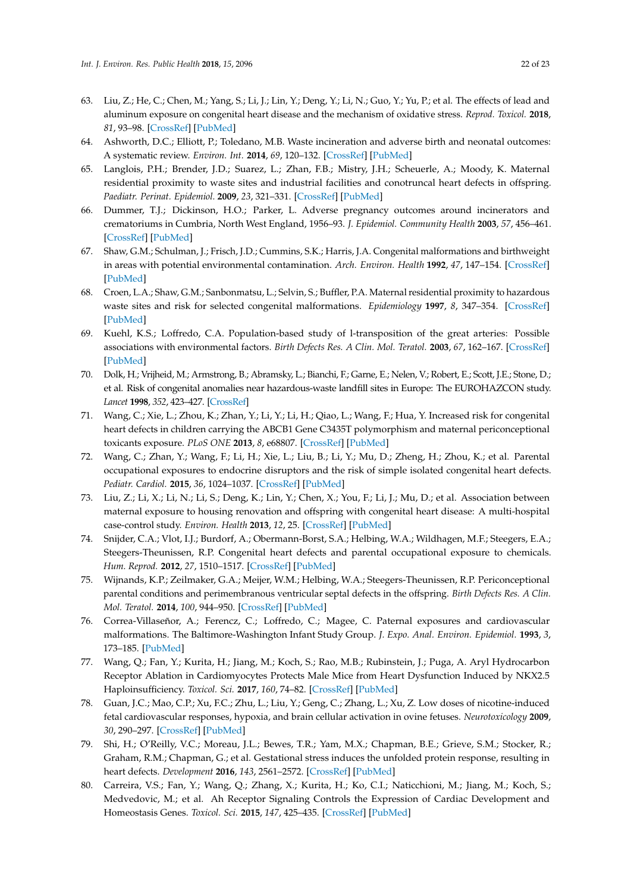63. Liu, Z.; He, C.; Chen, M.; Yang, S.; Li, J.; Lin, Y.; Deng, Y.; Li, N.; Guo, Y.; Yu, P.; et al. The effects of lead and aluminum exposure on congenital heart disease and the mechanism of oxidative stress. *Reprod. Toxicol.* **2018**, *81*, 93–98. [CrossRef] [PubMed]
64. Ashworth, D.C.; Elliott, P.; Toledano, M.B. Waste incineration and adverse birth and neonatal outcomes: A systematic review. *Environ. Int.* **2014**, *69*, 120–132. [CrossRef] [PubMed]
65. Langlois, P.H.; Brender, J.D.; Suarez, L.; Zhan, F.B.; Mistry, J.H.; Scheuerle, A.; Moody, K. Maternal residential proximity to waste sites and industrial facilities and conotruncal heart defects in offspring. *Paediatr. Perinat. Epidemiol.* **2009**, *23*, 321–331. [CrossRef] [PubMed]
66. Dummer, T.J.; Dickinson, H.O.; Parker, L. Adverse pregnancy outcomes around incinerators and crematoriums in Cumbria, North West England, 1956–93. *J. Epidemiol. Community Health* **2003**, *57*, 456–461. [CrossRef] [PubMed]
67. Shaw, G.M.; Schulman, J.; Frisch, J.D.; Cummins, S.K.; Harris, J.A. Congenital malformations and birthweight in areas with potential environmental contamination. *Arch. Environ. Health* **1992**, *47*, 147–154. [CrossRef] [PubMed]
68. Croen, L.A.; Shaw, G.M.; Sanbonmatsu, L.; Selvin, S.; Buffler, P.A. Maternal residential proximity to hazardous waste sites and risk for selected congenital malformations. *Epidemiology* **1997**, *8*, 347–354. [CrossRef] [PubMed]
69. Kuehl, K.S.; Loffredo, C.A. Population-based study of l-transposition of the great arteries: Possible associations with environmental factors. *Birth Defects Res. A Clin. Mol. Teratol.* **2003**, *67*, 162–167. [CrossRef] [PubMed]
70. Dolk, H.; Vrijheid, M.; Armstrong, B.; Abramsky, L.; Bianchi, F.; Garne, E.; Nelen, V.; Robert, E.; Scott, J.E.; Stone, D.; et al. Risk of congenital anomalies near hazardous-waste landfill sites in Europe: The EUROHAZCON study. *Lancet* **1998**, *352*, 423–427. [CrossRef]
71. Wang, C.; Xie, L.; Zhou, K.; Zhan, Y.; Li, Y.; Li, H.; Qiao, L.; Wang, F.; Hua, Y. Increased risk for congenital heart defects in children carrying the ABCB1 Gene C3435T polymorphism and maternal periconceptional toxicants exposure. *PLoS ONE* **2013**, *8*, e68807. [CrossRef] [PubMed]
72. Wang, C.; Zhan, Y.; Wang, F.; Li, H.; Xie, L.; Liu, B.; Li, Y.; Mu, D.; Zheng, H.; Zhou, K.; et al. Parental occupational exposures to endocrine disruptors and the risk of simple isolated congenital heart defects. *Pediatr. Cardiol.* **2015**, *36*, 1024–1037. [CrossRef] [PubMed]
73. Liu, Z.; Li, X.; Li, N.; Li, S.; Deng, K.; Lin, Y.; Chen, X.; You, F.; Li, J.; Mu, D.; et al. Association between maternal exposure to housing renovation and offspring with congenital heart disease: A multi-hospital case-control study. *Environ. Health* **2013**, *12*, 25. [CrossRef] [PubMed]
74. Snijder, C.A.; Vlot, I.J.; Burdorf, A.; Obermann-Borst, S.A.; Helbing, W.A.; Wildhagen, M.F.; Steegers, E.A.; Steegers-Theunissen, R.P. Congenital heart defects and parental occupational exposure to chemicals. *Hum. Reprod.* **2012**, *27*, 1510–1517. [CrossRef] [PubMed]
75. Wijnands, K.P.; Zeilmaker, G.A.; Meijer, W.M.; Helbing, W.A.; Steegers-Theunissen, R.P. Periconceptional parental conditions and perimembranous ventricular septal defects in the offspring. *Birth Defects Res. A Clin. Mol. Teratol.* **2014**, *100*, 944–950. [CrossRef] [PubMed]
76. Correa-Villaseñor, A.; Ferencz, C.; Loffredo, C.; Magee, C. Paternal exposures and cardiovascular malformations. The Baltimore-Washington Infant Study Group. *J. Expo. Anal. Environ. Epidemiol.* **1993**, *3*, 173–185. [PubMed]
77. Wang, Q.; Fan, Y.; Kurita, H.; Jiang, M.; Koch, S.; Rao, M.B.; Rubinstein, J.; Puga, A. Aryl Hydrocarbon Receptor Ablation in Cardiomyocytes Protects Male Mice from Heart Dysfunction Induced by NKX2.5 Haploinsufficiency. *Toxicol. Sci.* **2017**, *160*, 74–82. [CrossRef] [PubMed]
78. Guan, J.C.; Mao, C.P.; Xu, F.C.; Zhu, L.; Liu, Y.; Geng, C.; Zhang, L.; Xu, Z. Low doses of nicotine-induced fetal cardiovascular responses, hypoxia, and brain cellular activation in ovine fetuses. *Neurotoxicology* **2009**, *30*, 290–297. [CrossRef] [PubMed]
79. Shi, H.; O'Reilly, V.C.; Moreau, J.L.; Bewes, T.R.; Yam, M.X.; Chapman, B.E.; Grieve, S.M.; Stocker, R.; Graham, R.M.; Chapman, G.; et al. Gestational stress induces the unfolded protein response, resulting in heart defects. *Development* **2016**, *143*, 2561–2572. [CrossRef] [PubMed]
80. Carreira, V.S.; Fan, Y.; Wang, Q.; Zhang, X.; Kurita, H.; Ko, C.I.; Naticchioni, M.; Jiang, M.; Koch, S.; Medvedovic, M.; et al. Ah Receptor Signaling Controls the Expression of Cardiac Development and Homeostasis Genes. *Toxicol. Sci.* **2015**, *147*, 425–435. [CrossRef] [PubMed]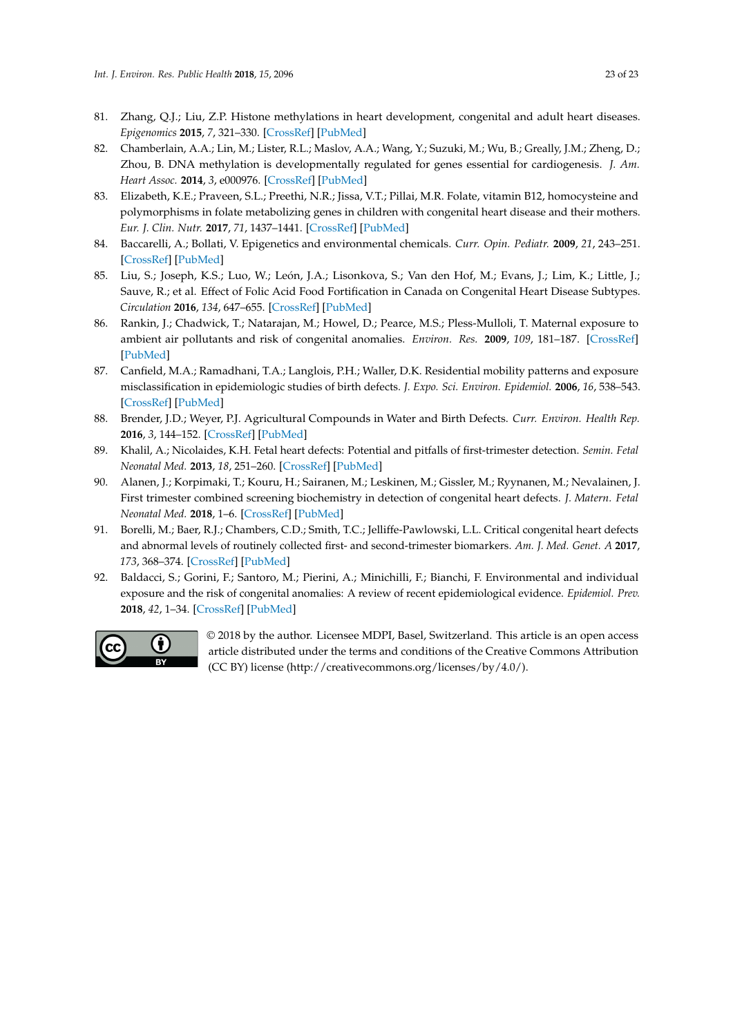81. Zhang, Q.J.; Liu, Z.P. Histone methylations in heart development, congenital and adult heart diseases. *Epigenomics* **2015**, *7*, 321–330. [CrossRef] [PubMed]
82. Chamberlain, A.A.; Lin, M.; Lister, R.L.; Maslov, A.A.; Wang, Y.; Suzuki, M.; Wu, B.; Greally, J.M.; Zheng, D.; Zhou, B. DNA methylation is developmentally regulated for genes essential for cardiogenesis. *J. Am. Heart Assoc.* **2014**, *3*, e000976. [CrossRef] [PubMed]
83. Elizabeth, K.E.; Praveen, S.L.; Preethi, N.R.; Jissa, V.T.; Pillai, M.R. Folate, vitamin B12, homocysteine and polymorphisms in folate metabolizing genes in children with congenital heart disease and their mothers. *Eur. J. Clin. Nutr.* **2017**, *71*, 1437–1441. [CrossRef] [PubMed]
84. Baccarelli, A.; Bollati, V. Epigenetics and environmental chemicals. *Curr. Opin. Pediatr.* **2009**, *21*, 243–251. [CrossRef] [PubMed]
85. Liu, S.; Joseph, K.S.; Luo, W.; León, J.A.; Lisonkova, S.; Van den Hof, M.; Evans, J.; Lim, K.; Little, J.; Sauve, R.; et al. Effect of Folic Acid Food Fortification in Canada on Congenital Heart Disease Subtypes. *Circulation* **2016**, *134*, 647–655. [CrossRef] [PubMed]
86. Rankin, J.; Chadwick, T.; Natarajan, M.; Howel, D.; Pearce, M.S.; Pless-Mulloli, T. Maternal exposure to ambient air pollutants and risk of congenital anomalies. *Environ. Res.* **2009**, *109*, 181–187. [CrossRef] [PubMed]
87. Canfield, M.A.; Ramadhani, T.A.; Langlois, P.H.; Waller, D.K. Residential mobility patterns and exposure misclassification in epidemiologic studies of birth defects. *J. Expo. Sci. Environ. Epidemiol.* **2006**, *16*, 538–543. [CrossRef] [PubMed]
88. Brender, J.D.; Weyer, P.J. Agricultural Compounds in Water and Birth Defects. *Curr. Environ. Health Rep.* **2016**, *3*, 144–152. [CrossRef] [PubMed]
89. Khalil, A.; Nicolaides, K.H. Fetal heart defects: Potential and pitfalls of first-trimester detection. *Semin. Fetal Neonatal Med.* **2013**, *18*, 251–260. [CrossRef] [PubMed]
90. Alanen, J.; Korpimaki, T.; Kouru, H.; Sairanen, M.; Leskinen, M.; Gissler, M.; Ryynanen, M.; Nevalainen, J. First trimester combined screening biochemistry in detection of congenital heart defects. *J. Matern. Fetal Neonatal Med.* **2018**, 1–6. [CrossRef] [PubMed]
91. Borelli, M.; Baer, R.J.; Chambers, C.D.; Smith, T.C.; Jelliffe-Pawlowski, L.L. Critical congenital heart defects and abnormal levels of routinely collected first- and second-trimester biomarkers. *Am. J. Med. Genet. A* **2017**, *173*, 368–374. [CrossRef] [PubMed]
92. Baldacci, S.; Gorini, F.; Santoro, M.; Pierini, A.; Minichilli, F.; Bianchi, F. Environmental and individual exposure and the risk of congenital anomalies: A review of recent epidemiological evidence. *Epidemiol. Prev.* **2018**, *42*, 1–34. [CrossRef] [PubMed]

© 2018 by the author. Licensee MDPI, Basel, Switzerland. This article is an open access article distributed under the terms and conditions of the Creative Commons Attribution (CC BY) license (http://creativecommons.org/licenses/by/4.0/).